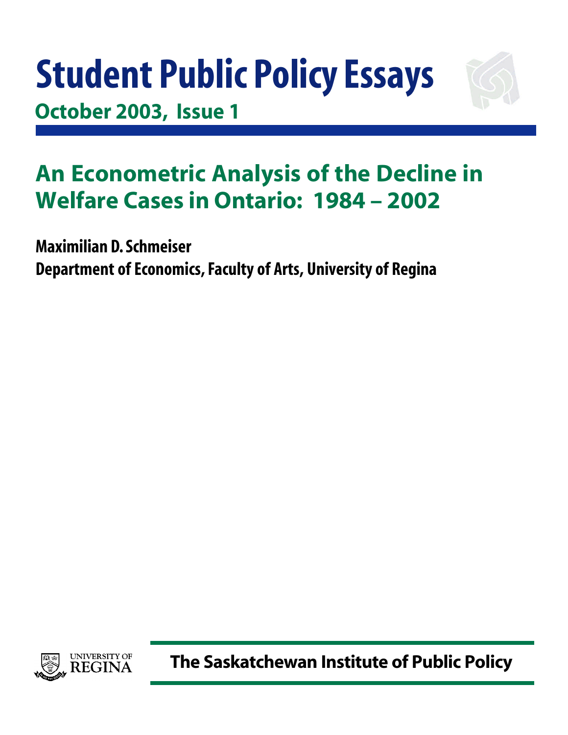# Student Public Policy Essays

**October 2003, Issue 1**

## An Econometric Analysis of the Decline in Welfare Cases in Ontario: 1984 – 2002

**Maximilian D. Schmeiser**

**Department of Economics, Faculty of Arts, University of Regina**

UNIVERSITY OF REGINA

**The Saskatchewan Institute of Public Policy**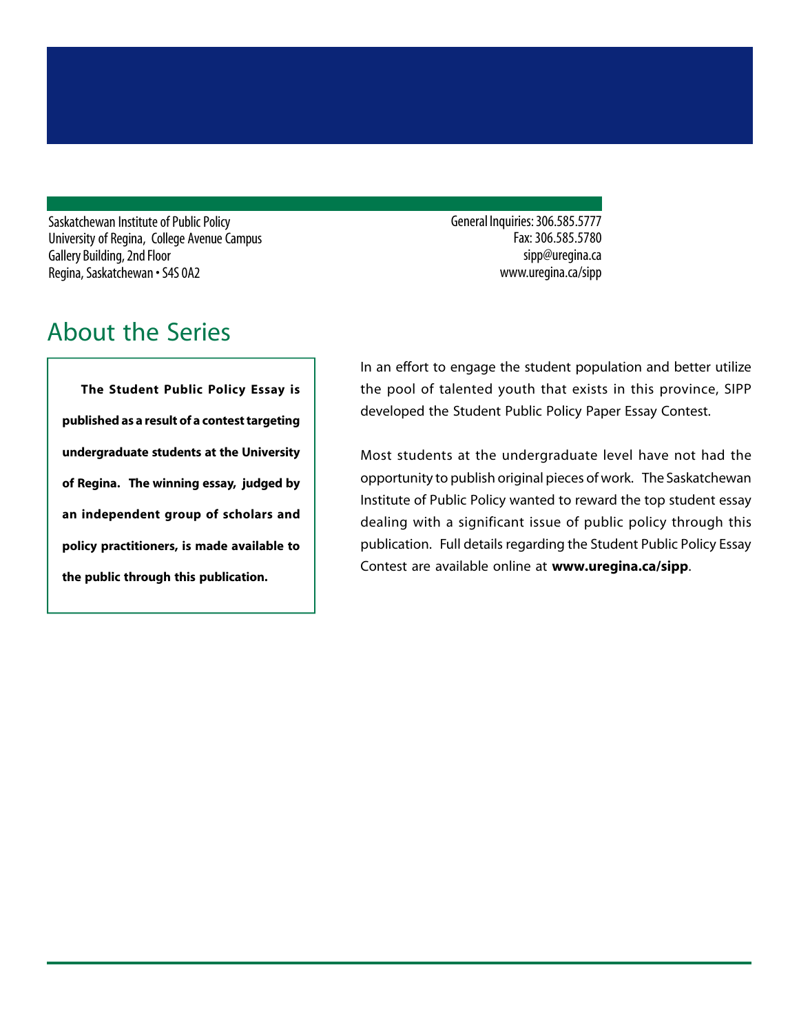Saskatchewan Institute of Public Policy
University of Regina, College Avenue Campus
Gallery Building, 2nd Floor
Regina, Saskatchewan • S4S 0A2

General Inquiries: 306.585.5777
Fax: 306.585.5780
sipp@uregina.ca
www.uregina.ca/sipp

## About the Series

**The Student Public Policy Essay is published as a result of a contest targeting undergraduate students at the University of Regina. The winning essay, judged by an independent group of scholars and policy practitioners, is made available to the public through this publication.**

In an effort to engage the student population and better utilize the pool of talented youth that exists in this province, SIPP developed the Student Public Policy Paper Essay Contest.

Most students at the undergraduate level have not had the opportunity to publish original pieces of work. The Saskatchewan Institute of Public Policy wanted to reward the top student essay dealing with a significant issue of public policy through this publication. Full details regarding the Student Public Policy Essay Contest are available online at **www.uregina.ca/sipp**.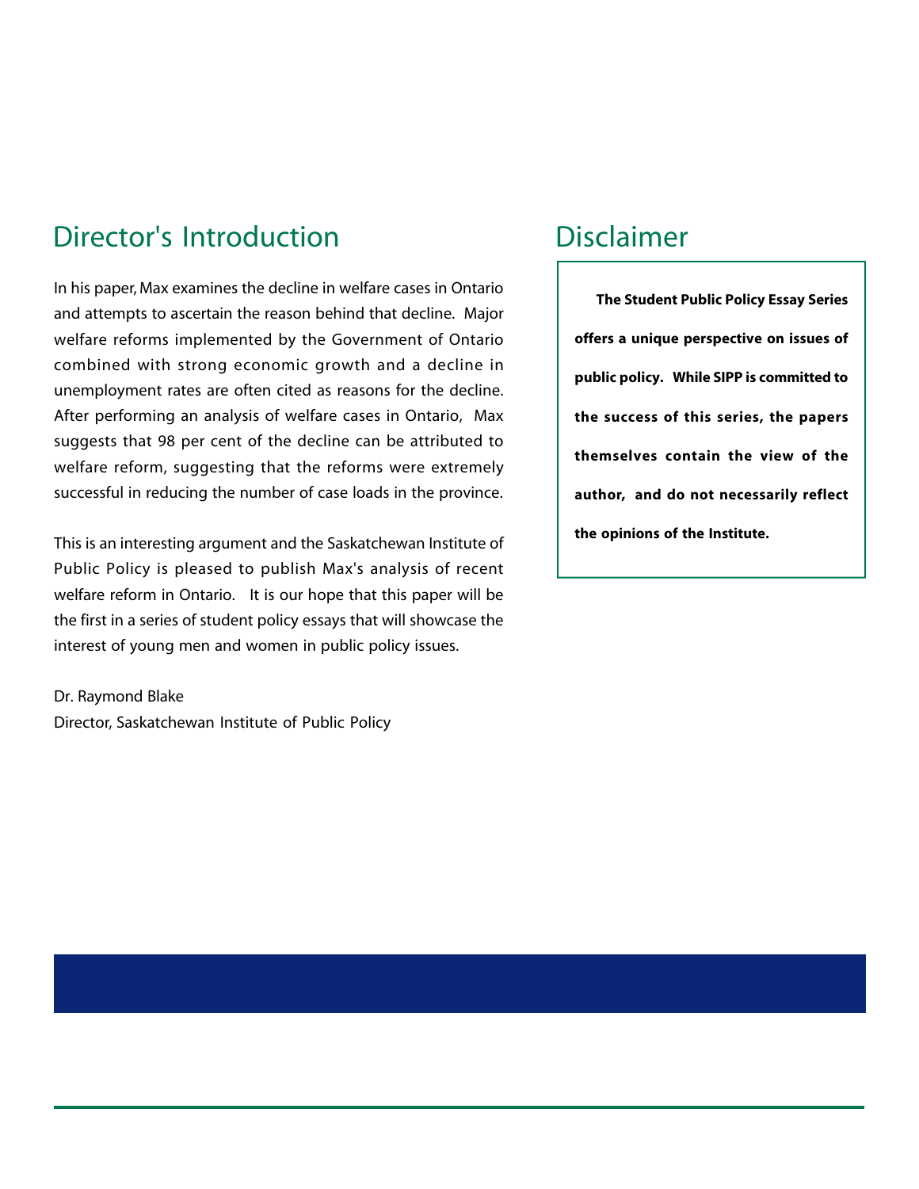## Director's Introduction

In his paper, Max examines the decline in welfare cases in Ontario and attempts to ascertain the reason behind that decline. Major welfare reforms implemented by the Government of Ontario combined with strong economic growth and a decline in unemployment rates are often cited as reasons for the decline. After performing an analysis of welfare cases in Ontario, Max suggests that 98 per cent of the decline can be attributed to welfare reform, suggesting that the reforms were extremely successful in reducing the number of case loads in the province.

This is an interesting argument and the Saskatchewan Institute of Public Policy is pleased to publish Max's analysis of recent welfare reform in Ontario. It is our hope that this paper will be the first in a series of student policy essays that will showcase the interest of young men and women in public policy issues.

Dr. Raymond Blake
Director, Saskatchewan Institute of Public Policy

## Disclaimer

**The Student Public Policy Essay Series offers a unique perspective on issues of public policy. While SIPP is committed to the success of this series, the papers themselves contain the view of the author, and do not necessarily reflect the opinions of the Institute.**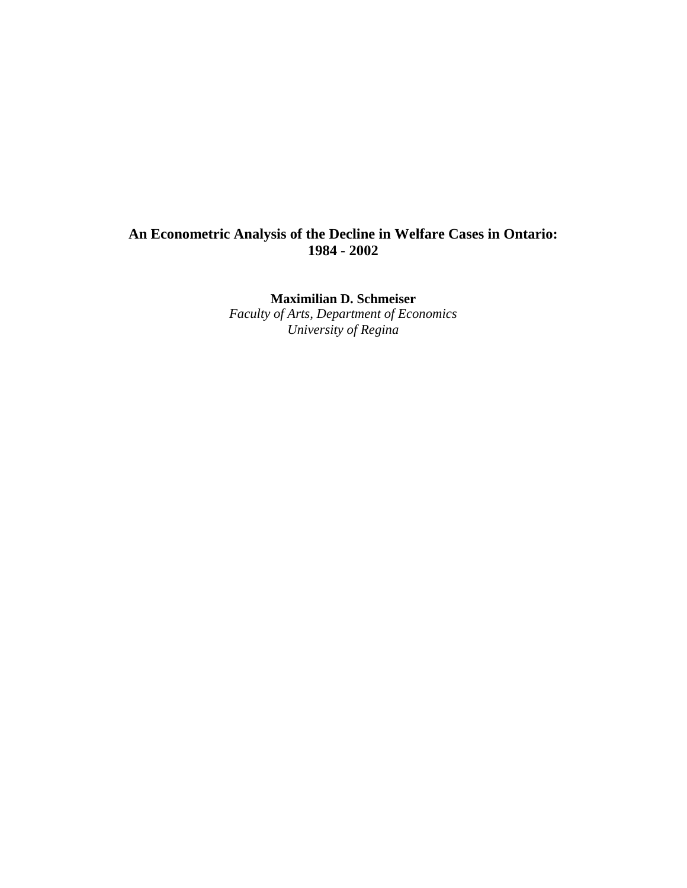**An Econometric Analysis of the Decline in Welfare Cases in Ontario: 1984 - 2002**

**Maximilian D. Schmeiser**

*Faculty of Arts, Department of Economics*

*University of Regina*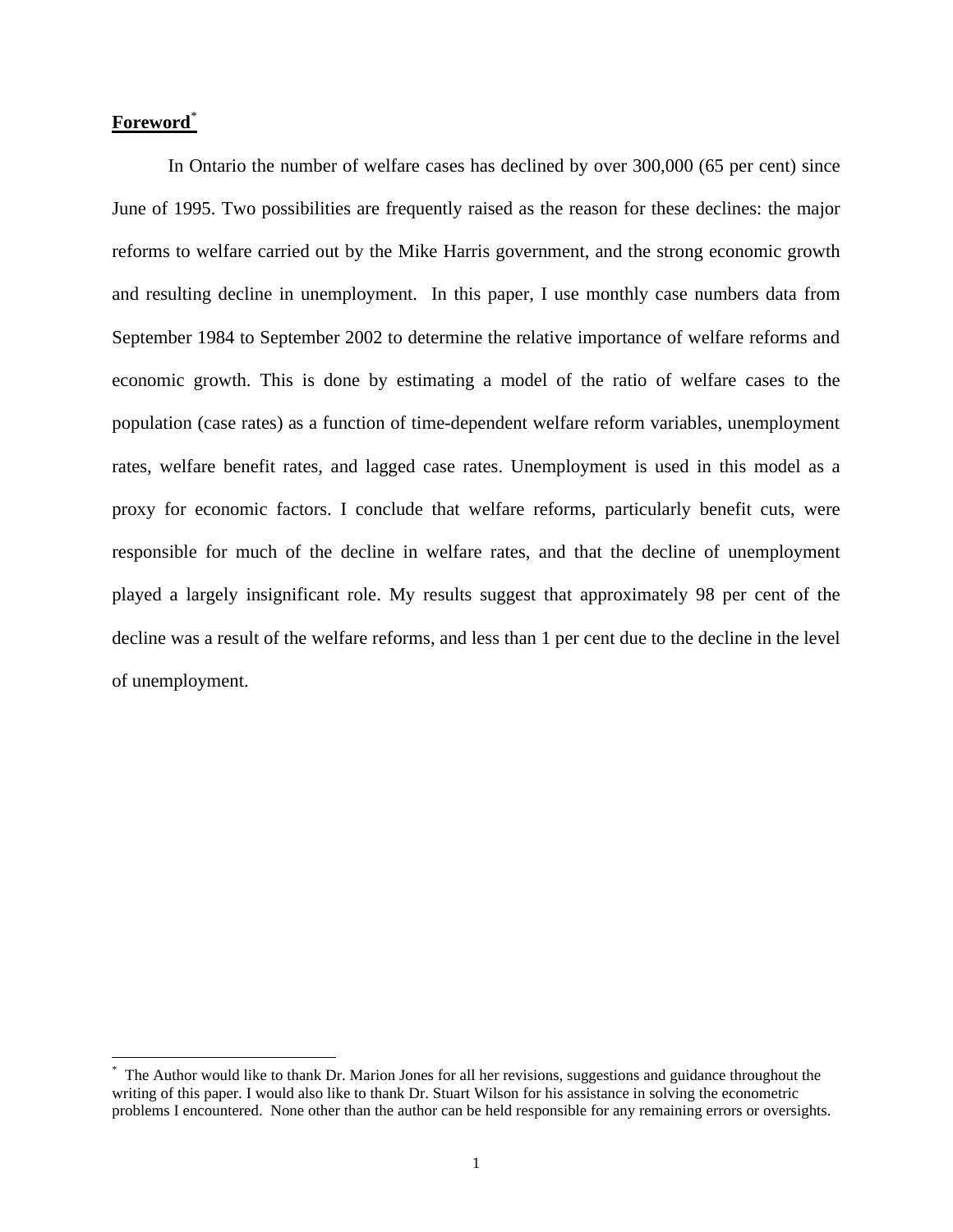## **Foreword**[*]

In Ontario the number of welfare cases has declined by over 300,000 (65 per cent) since June of 1995. Two possibilities are frequently raised as the reason for these declines: the major reforms to welfare carried out by the Mike Harris government, and the strong economic growth and resulting decline in unemployment. In this paper, I use monthly case numbers data from September 1984 to September 2002 to determine the relative importance of welfare reforms and economic growth. This is done by estimating a model of the ratio of welfare cases to the population (case rates) as a function of time-dependent welfare reform variables, unemployment rates, welfare benefit rates, and lagged case rates. Unemployment is used in this model as a proxy for economic factors. I conclude that welfare reforms, particularly benefit cuts, were responsible for much of the decline in welfare rates, and that the decline of unemployment played a largely insignificant role. My results suggest that approximately 98 per cent of the decline was a result of the welfare reforms, and less than 1 per cent due to the decline in the level of unemployment.

---

[*] The Author would like to thank Dr. Marion Jones for all her revisions, suggestions and guidance throughout the writing of this paper. I would also like to thank Dr. Stuart Wilson for his assistance in solving the econometric problems I encountered. None other than the author can be held responsible for any remaining errors or oversights.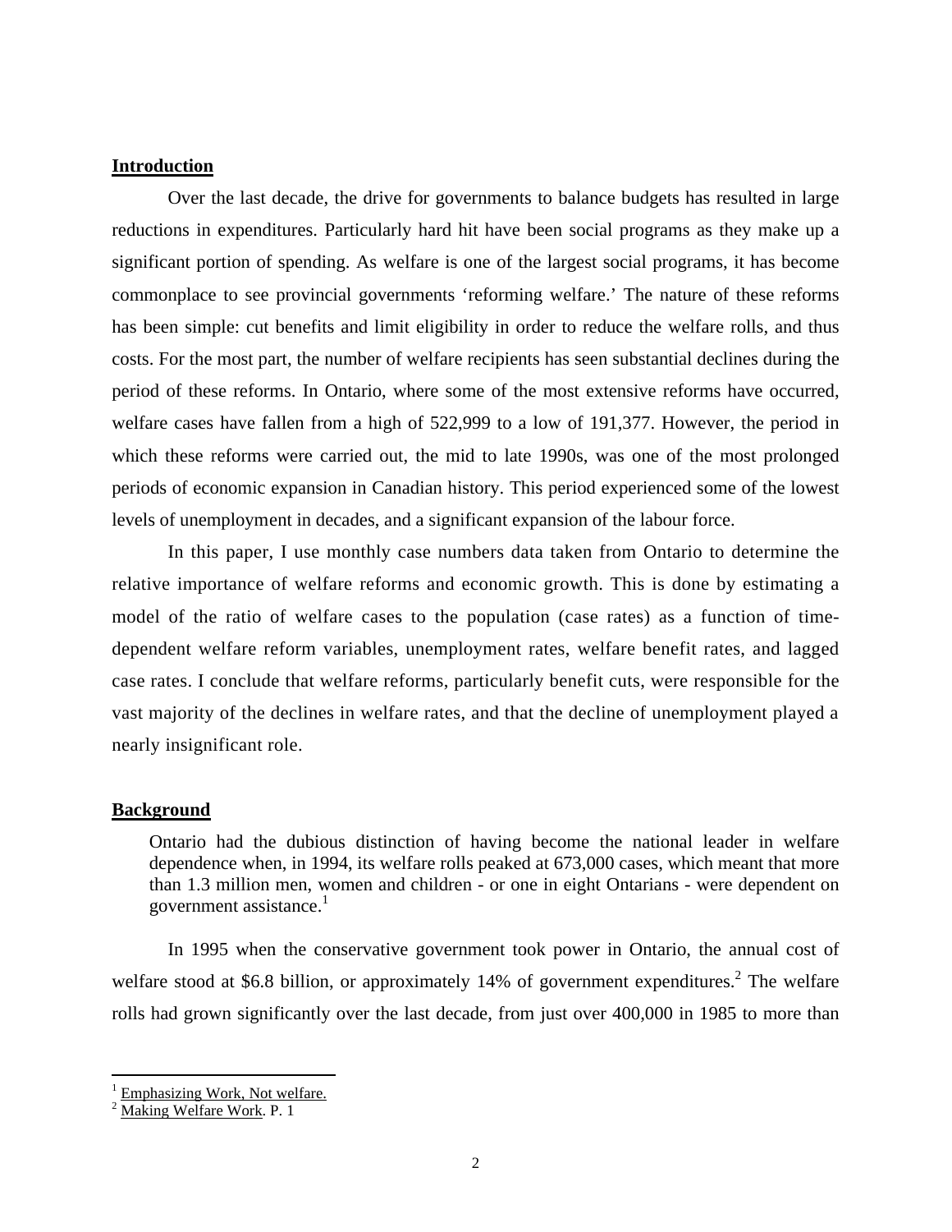## Introduction

Over the last decade, the drive for governments to balance budgets has resulted in large reductions in expenditures. Particularly hard hit have been social programs as they make up a significant portion of spending. As welfare is one of the largest social programs, it has become commonplace to see provincial governments 'reforming welfare.' The nature of these reforms has been simple: cut benefits and limit eligibility in order to reduce the welfare rolls, and thus costs. For the most part, the number of welfare recipients has seen substantial declines during the period of these reforms. In Ontario, where some of the most extensive reforms have occurred, welfare cases have fallen from a high of 522,999 to a low of 191,377. However, the period in which these reforms were carried out, the mid to late 1990s, was one of the most prolonged periods of economic expansion in Canadian history. This period experienced some of the lowest levels of unemployment in decades, and a significant expansion of the labour force.

In this paper, I use monthly case numbers data taken from Ontario to determine the relative importance of welfare reforms and economic growth. This is done by estimating a model of the ratio of welfare cases to the population (case rates) as a function of time-dependent welfare reform variables, unemployment rates, welfare benefit rates, and lagged case rates. I conclude that welfare reforms, particularly benefit cuts, were responsible for the vast majority of the declines in welfare rates, and that the decline of unemployment played a nearly insignificant role.

## Background

> Ontario had the dubious distinction of having become the national leader in welfare dependence when, in 1994, its welfare rolls peaked at 673,000 cases, which meant that more than 1.3 million men, women and children - or one in eight Ontarians - were dependent on government assistance.[1]

In 1995 when the conservative government took power in Ontario, the annual cost of welfare stood at $6.8 billion, or approximately 14% of government expenditures.[2] The welfare rolls had grown significantly over the last decade, from just over 400,000 in 1985 to more than

---

[1] Emphasizing Work, Not welfare.

[2] Making Welfare Work. P. 1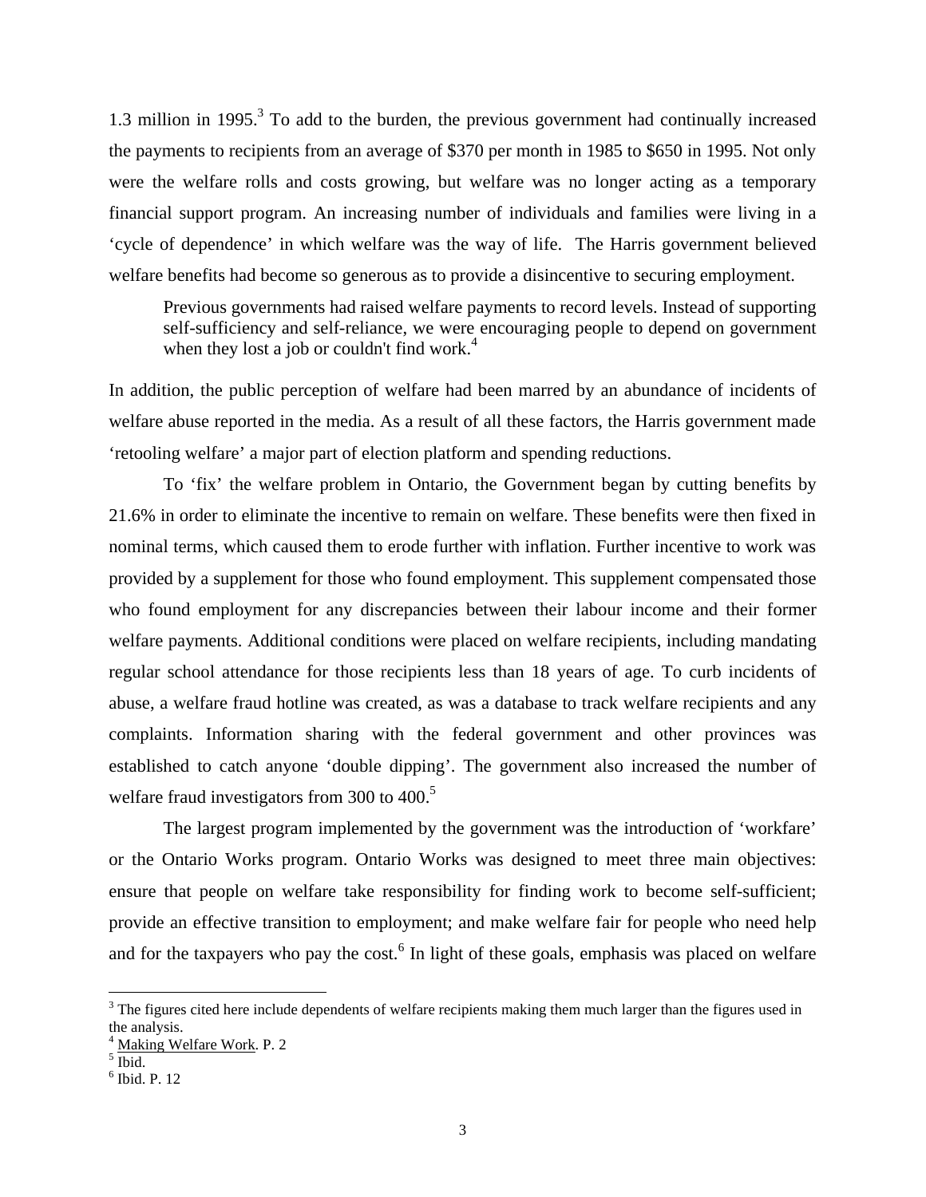1.3 million in 1995.[3] To add to the burden, the previous government had continually increased the payments to recipients from an average of $370 per month in 1985 to $650 in 1995. Not only were the welfare rolls and costs growing, but welfare was no longer acting as a temporary financial support program. An increasing number of individuals and families were living in a 'cycle of dependence' in which welfare was the way of life. The Harris government believed welfare benefits had become so generous as to provide a disincentive to securing employment.

> Previous governments had raised welfare payments to record levels. Instead of supporting self-sufficiency and self-reliance, we were encouraging people to depend on government when they lost a job or couldn't find work.[4]

In addition, the public perception of welfare had been marred by an abundance of incidents of welfare abuse reported in the media. As a result of all these factors, the Harris government made 'retooling welfare' a major part of election platform and spending reductions.

To 'fix' the welfare problem in Ontario, the Government began by cutting benefits by 21.6% in order to eliminate the incentive to remain on welfare. These benefits were then fixed in nominal terms, which caused them to erode further with inflation. Further incentive to work was provided by a supplement for those who found employment. This supplement compensated those who found employment for any discrepancies between their labour income and their former welfare payments. Additional conditions were placed on welfare recipients, including mandating regular school attendance for those recipients less than 18 years of age. To curb incidents of abuse, a welfare fraud hotline was created, as was a database to track welfare recipients and any complaints. Information sharing with the federal government and other provinces was established to catch anyone 'double dipping'. The government also increased the number of welfare fraud investigators from 300 to 400.[5]

The largest program implemented by the government was the introduction of 'workfare' or the Ontario Works program. Ontario Works was designed to meet three main objectives: ensure that people on welfare take responsibility for finding work to become self-sufficient; provide an effective transition to employment; and make welfare fair for people who need help and for the taxpayers who pay the cost.[6] In light of these goals, emphasis was placed on welfare

---

[3] The figures cited here include dependents of welfare recipients making them much larger than the figures used in the analysis.

[4] Making Welfare Work. P. 2

[5] Ibid.

[6] Ibid. P. 12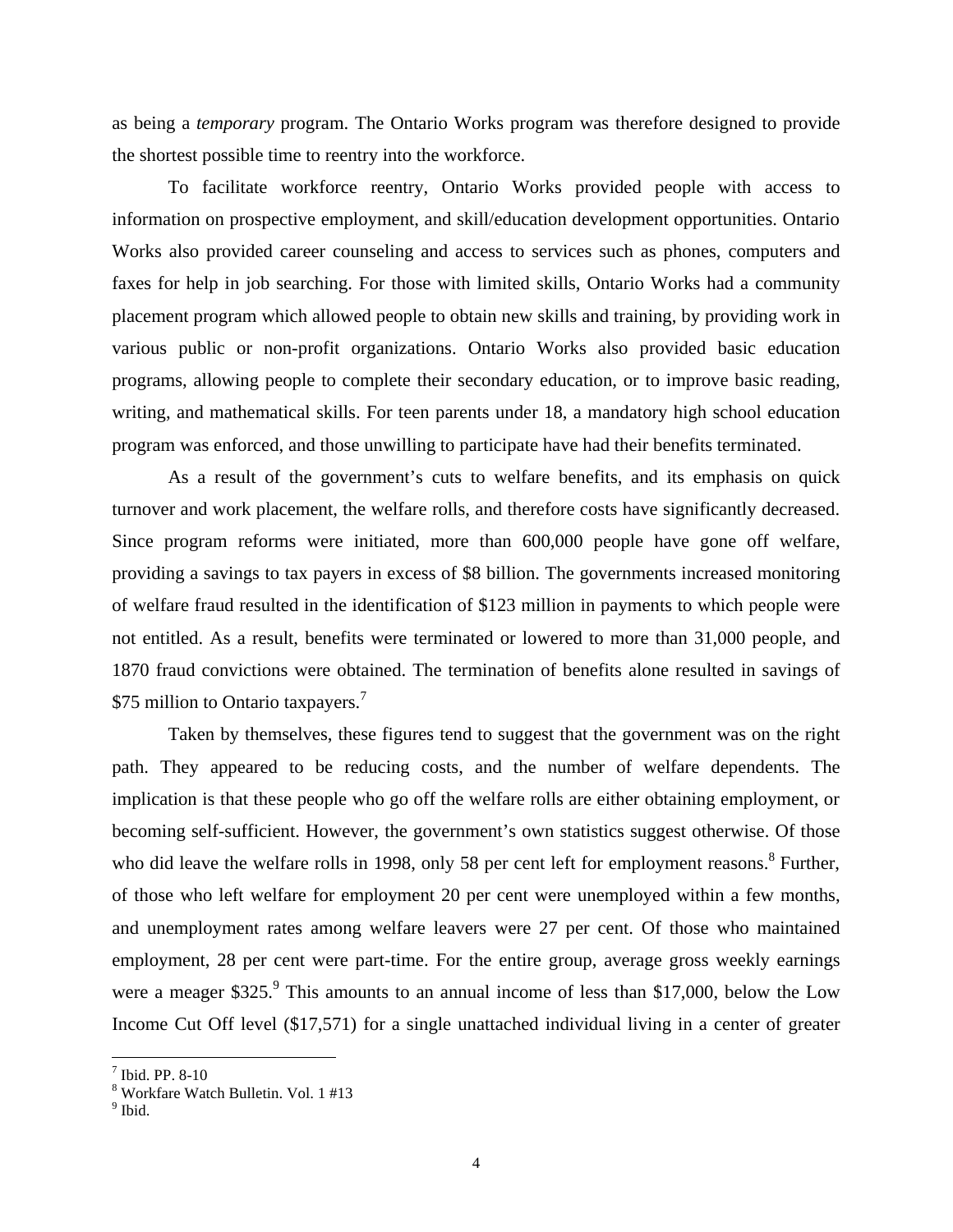as being a *temporary* program. The Ontario Works program was therefore designed to provide the shortest possible time to reentry into the workforce.

To facilitate workforce reentry, Ontario Works provided people with access to information on prospective employment, and skill/education development opportunities. Ontario Works also provided career counseling and access to services such as phones, computers and faxes for help in job searching. For those with limited skills, Ontario Works had a community placement program which allowed people to obtain new skills and training, by providing work in various public or non-profit organizations. Ontario Works also provided basic education programs, allowing people to complete their secondary education, or to improve basic reading, writing, and mathematical skills. For teen parents under 18, a mandatory high school education program was enforced, and those unwilling to participate have had their benefits terminated.

As a result of the government's cuts to welfare benefits, and its emphasis on quick turnover and work placement, the welfare rolls, and therefore costs have significantly decreased. Since program reforms were initiated, more than 600,000 people have gone off welfare, providing a savings to tax payers in excess of $8 billion. The governments increased monitoring of welfare fraud resulted in the identification of $123 million in payments to which people were not entitled. As a result, benefits were terminated or lowered to more than 31,000 people, and 1870 fraud convictions were obtained. The termination of benefits alone resulted in savings of $75 million to Ontario taxpayers.[7]

Taken by themselves, these figures tend to suggest that the government was on the right path. They appeared to be reducing costs, and the number of welfare dependents. The implication is that these people who go off the welfare rolls are either obtaining employment, or becoming self-sufficient. However, the government's own statistics suggest otherwise. Of those who did leave the welfare rolls in 1998, only 58 per cent left for employment reasons.[8] Further, of those who left welfare for employment 20 per cent were unemployed within a few months, and unemployment rates among welfare leavers were 27 per cent. Of those who maintained employment, 28 per cent were part-time. For the entire group, average gross weekly earnings were a meager $325.[9] This amounts to an annual income of less than $17,000, below the Low Income Cut Off level ($17,571) for a single unattached individual living in a center of greater

[7] Ibid. PP. 8-10
[8] Workfare Watch Bulletin. Vol. 1 #13
[9] Ibid.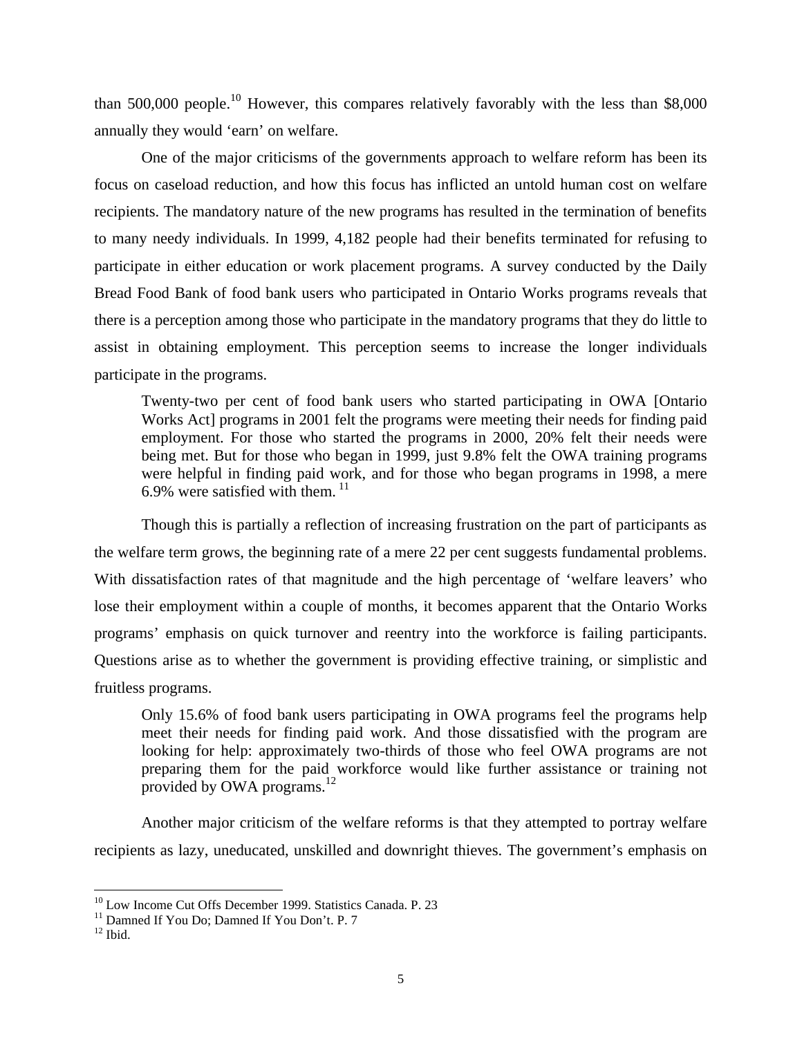than 500,000 people.[10] However, this compares relatively favorably with the less than $8,000 annually they would 'earn' on welfare.

One of the major criticisms of the governments approach to welfare reform has been its focus on caseload reduction, and how this focus has inflicted an untold human cost on welfare recipients. The mandatory nature of the new programs has resulted in the termination of benefits to many needy individuals. In 1999, 4,182 people had their benefits terminated for refusing to participate in either education or work placement programs. A survey conducted by the Daily Bread Food Bank of food bank users who participated in Ontario Works programs reveals that there is a perception among those who participate in the mandatory programs that they do little to assist in obtaining employment. This perception seems to increase the longer individuals participate in the programs.

> Twenty-two per cent of food bank users who started participating in OWA [Ontario Works Act] programs in 2001 felt the programs were meeting their needs for finding paid employment. For those who started the programs in 2000, 20% felt their needs were being met. But for those who began in 1999, just 9.8% felt the OWA training programs were helpful in finding paid work, and for those who began programs in 1998, a mere 6.9% were satisfied with them.[11]

Though this is partially a reflection of increasing frustration on the part of participants as the welfare term grows, the beginning rate of a mere 22 per cent suggests fundamental problems. With dissatisfaction rates of that magnitude and the high percentage of 'welfare leavers' who lose their employment within a couple of months, it becomes apparent that the Ontario Works programs' emphasis on quick turnover and reentry into the workforce is failing participants. Questions arise as to whether the government is providing effective training, or simplistic and fruitless programs.

> Only 15.6% of food bank users participating in OWA programs feel the programs help meet their needs for finding paid work. And those dissatisfied with the program are looking for help: approximately two-thirds of those who feel OWA programs are not preparing them for the paid workforce would like further assistance or training not provided by OWA programs.[12]

Another major criticism of the welfare reforms is that they attempted to portray welfare recipients as lazy, uneducated, unskilled and downright thieves. The government's emphasis on

---

[10] Low Income Cut Offs December 1999. Statistics Canada. P. 23

[11] Damned If You Do; Damned If You Don't. P. 7

[12] Ibid.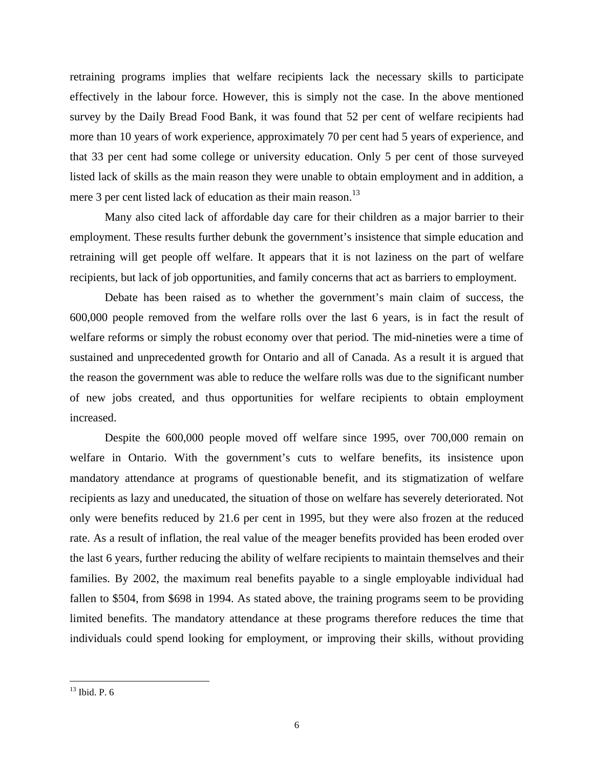retraining programs implies that welfare recipients lack the necessary skills to participate effectively in the labour force. However, this is simply not the case. In the above mentioned survey by the Daily Bread Food Bank, it was found that 52 per cent of welfare recipients had more than 10 years of work experience, approximately 70 per cent had 5 years of experience, and that 33 per cent had some college or university education. Only 5 per cent of those surveyed listed lack of skills as the main reason they were unable to obtain employment and in addition, a mere 3 per cent listed lack of education as their main reason.[13]

Many also cited lack of affordable day care for their children as a major barrier to their employment. These results further debunk the government's insistence that simple education and retraining will get people off welfare. It appears that it is not laziness on the part of welfare recipients, but lack of job opportunities, and family concerns that act as barriers to employment.

Debate has been raised as to whether the government's main claim of success, the 600,000 people removed from the welfare rolls over the last 6 years, is in fact the result of welfare reforms or simply the robust economy over that period. The mid-nineties were a time of sustained and unprecedented growth for Ontario and all of Canada. As a result it is argued that the reason the government was able to reduce the welfare rolls was due to the significant number of new jobs created, and thus opportunities for welfare recipients to obtain employment increased.

Despite the 600,000 people moved off welfare since 1995, over 700,000 remain on welfare in Ontario. With the government's cuts to welfare benefits, its insistence upon mandatory attendance at programs of questionable benefit, and its stigmatization of welfare recipients as lazy and uneducated, the situation of those on welfare has severely deteriorated. Not only were benefits reduced by 21.6 per cent in 1995, but they were also frozen at the reduced rate. As a result of inflation, the real value of the meager benefits provided has been eroded over the last 6 years, further reducing the ability of welfare recipients to maintain themselves and their families. By 2002, the maximum real benefits payable to a single employable individual had fallen to $504, from $698 in 1994. As stated above, the training programs seem to be providing limited benefits. The mandatory attendance at these programs therefore reduces the time that individuals could spend looking for employment, or improving their skills, without providing

[13] Ibid. P. 6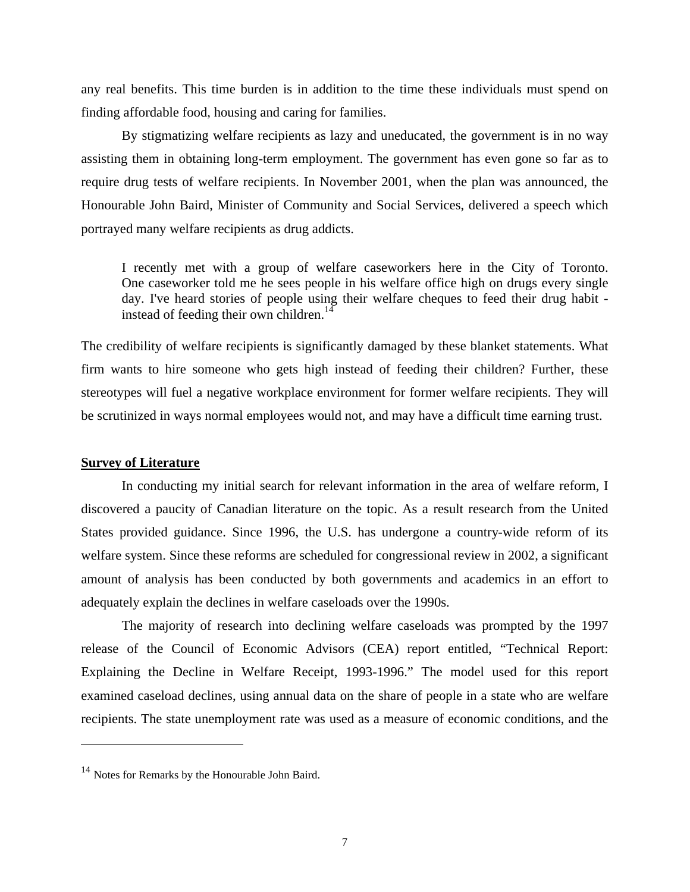any real benefits. This time burden is in addition to the time these individuals must spend on finding affordable food, housing and caring for families.

By stigmatizing welfare recipients as lazy and uneducated, the government is in no way assisting them in obtaining long-term employment. The government has even gone so far as to require drug tests of welfare recipients. In November 2001, when the plan was announced, the Honourable John Baird, Minister of Community and Social Services, delivered a speech which portrayed many welfare recipients as drug addicts.

> I recently met with a group of welfare caseworkers here in the City of Toronto. One caseworker told me he sees people in his welfare office high on drugs every single day. I've heard stories of people using their welfare cheques to feed their drug habit - instead of feeding their own children.[14]

The credibility of welfare recipients is significantly damaged by these blanket statements. What firm wants to hire someone who gets high instead of feeding their children? Further, these stereotypes will fuel a negative workplace environment for former welfare recipients. They will be scrutinized in ways normal employees would not, and may have a difficult time earning trust.

## Survey of Literature

In conducting my initial search for relevant information in the area of welfare reform, I discovered a paucity of Canadian literature on the topic. As a result research from the United States provided guidance. Since 1996, the U.S. has undergone a country-wide reform of its welfare system. Since these reforms are scheduled for congressional review in 2002, a significant amount of analysis has been conducted by both governments and academics in an effort to adequately explain the declines in welfare caseloads over the 1990s.

The majority of research into declining welfare caseloads was prompted by the 1997 release of the Council of Economic Advisors (CEA) report entitled, "Technical Report: Explaining the Decline in Welfare Receipt, 1993-1996." The model used for this report examined caseload declines, using annual data on the share of people in a state who are welfare recipients. The state unemployment rate was used as a measure of economic conditions, and the

---

[14] Notes for Remarks by the Honourable John Baird.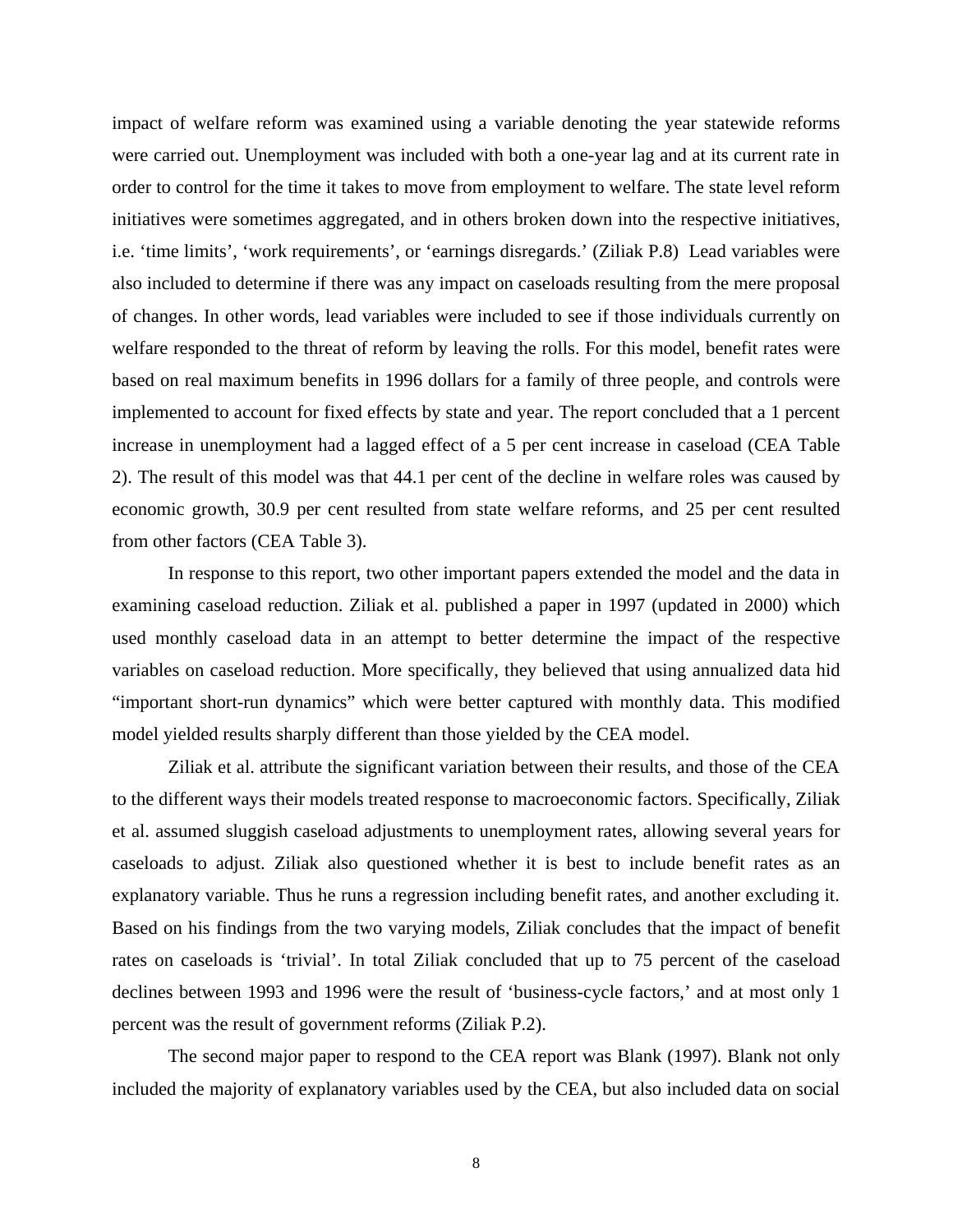impact of welfare reform was examined using a variable denoting the year statewide reforms were carried out. Unemployment was included with both a one-year lag and at its current rate in order to control for the time it takes to move from employment to welfare. The state level reform initiatives were sometimes aggregated, and in others broken down into the respective initiatives, i.e. 'time limits', 'work requirements', or 'earnings disregards.' (Ziliak P.8) Lead variables were also included to determine if there was any impact on caseloads resulting from the mere proposal of changes. In other words, lead variables were included to see if those individuals currently on welfare responded to the threat of reform by leaving the rolls. For this model, benefit rates were based on real maximum benefits in 1996 dollars for a family of three people, and controls were implemented to account for fixed effects by state and year. The report concluded that a 1 percent increase in unemployment had a lagged effect of a 5 per cent increase in caseload (CEA Table 2). The result of this model was that 44.1 per cent of the decline in welfare roles was caused by economic growth, 30.9 per cent resulted from state welfare reforms, and 25 per cent resulted from other factors (CEA Table 3).

In response to this report, two other important papers extended the model and the data in examining caseload reduction. Ziliak et al. published a paper in 1997 (updated in 2000) which used monthly caseload data in an attempt to better determine the impact of the respective variables on caseload reduction. More specifically, they believed that using annualized data hid "important short-run dynamics" which were better captured with monthly data. This modified model yielded results sharply different than those yielded by the CEA model.

Ziliak et al. attribute the significant variation between their results, and those of the CEA to the different ways their models treated response to macroeconomic factors. Specifically, Ziliak et al. assumed sluggish caseload adjustments to unemployment rates, allowing several years for caseloads to adjust. Ziliak also questioned whether it is best to include benefit rates as an explanatory variable. Thus he runs a regression including benefit rates, and another excluding it. Based on his findings from the two varying models, Ziliak concludes that the impact of benefit rates on caseloads is 'trivial'. In total Ziliak concluded that up to 75 percent of the caseload declines between 1993 and 1996 were the result of 'business-cycle factors,' and at most only 1 percent was the result of government reforms (Ziliak P.2).

The second major paper to respond to the CEA report was Blank (1997). Blank not only included the majority of explanatory variables used by the CEA, but also included data on social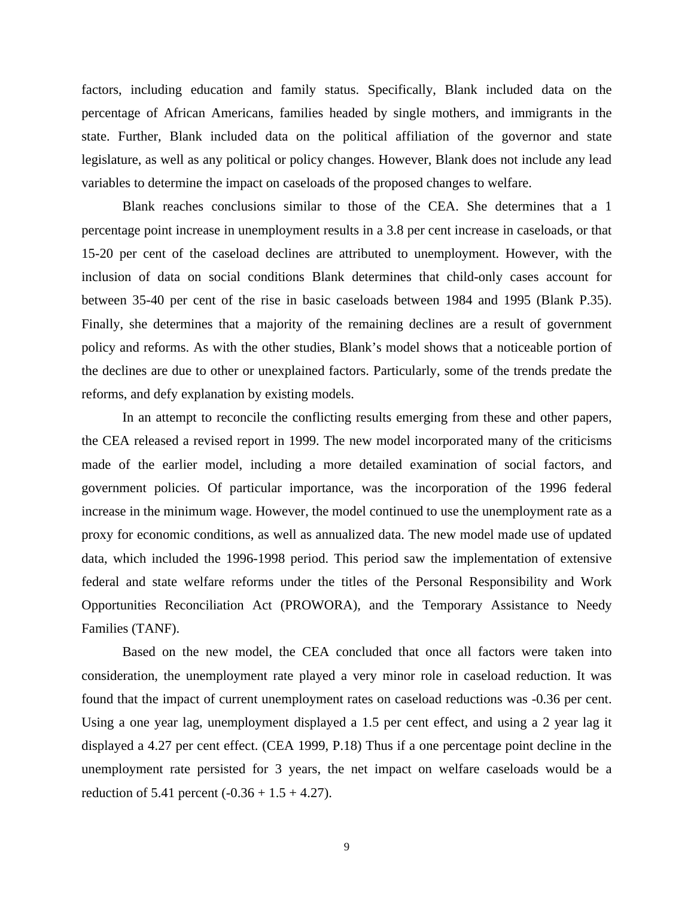factors, including education and family status. Specifically, Blank included data on the percentage of African Americans, families headed by single mothers, and immigrants in the state. Further, Blank included data on the political affiliation of the governor and state legislature, as well as any political or policy changes. However, Blank does not include any lead variables to determine the impact on caseloads of the proposed changes to welfare.

Blank reaches conclusions similar to those of the CEA. She determines that a 1 percentage point increase in unemployment results in a 3.8 per cent increase in caseloads, or that 15-20 per cent of the caseload declines are attributed to unemployment. However, with the inclusion of data on social conditions Blank determines that child-only cases account for between 35-40 per cent of the rise in basic caseloads between 1984 and 1995 (Blank P.35). Finally, she determines that a majority of the remaining declines are a result of government policy and reforms. As with the other studies, Blank's model shows that a noticeable portion of the declines are due to other or unexplained factors. Particularly, some of the trends predate the reforms, and defy explanation by existing models.

In an attempt to reconcile the conflicting results emerging from these and other papers, the CEA released a revised report in 1999. The new model incorporated many of the criticisms made of the earlier model, including a more detailed examination of social factors, and government policies. Of particular importance, was the incorporation of the 1996 federal increase in the minimum wage. However, the model continued to use the unemployment rate as a proxy for economic conditions, as well as annualized data. The new model made use of updated data, which included the 1996-1998 period. This period saw the implementation of extensive federal and state welfare reforms under the titles of the Personal Responsibility and Work Opportunities Reconciliation Act (PROWORA), and the Temporary Assistance to Needy Families (TANF).

Based on the new model, the CEA concluded that once all factors were taken into consideration, the unemployment rate played a very minor role in caseload reduction. It was found that the impact of current unemployment rates on caseload reductions was -0.36 per cent. Using a one year lag, unemployment displayed a 1.5 per cent effect, and using a 2 year lag it displayed a 4.27 per cent effect. (CEA 1999, P.18) Thus if a one percentage point decline in the unemployment rate persisted for 3 years, the net impact on welfare caseloads would be a reduction of 5.41 percent (-0.36 + 1.5 + 4.27).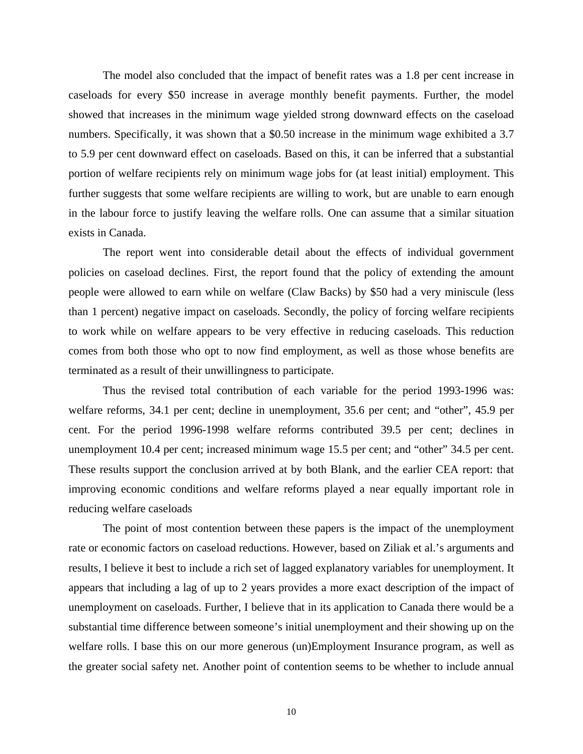The model also concluded that the impact of benefit rates was a 1.8 per cent increase in caseloads for every $50 increase in average monthly benefit payments. Further, the model showed that increases in the minimum wage yielded strong downward effects on the caseload numbers. Specifically, it was shown that a $0.50 increase in the minimum wage exhibited a 3.7 to 5.9 per cent downward effect on caseloads. Based on this, it can be inferred that a substantial portion of welfare recipients rely on minimum wage jobs for (at least initial) employment. This further suggests that some welfare recipients are willing to work, but are unable to earn enough in the labour force to justify leaving the welfare rolls. One can assume that a similar situation exists in Canada.

The report went into considerable detail about the effects of individual government policies on caseload declines. First, the report found that the policy of extending the amount people were allowed to earn while on welfare (Claw Backs) by $50 had a very miniscule (less than 1 percent) negative impact on caseloads. Secondly, the policy of forcing welfare recipients to work while on welfare appears to be very effective in reducing caseloads. This reduction comes from both those who opt to now find employment, as well as those whose benefits are terminated as a result of their unwillingness to participate.

Thus the revised total contribution of each variable for the period 1993-1996 was: welfare reforms, 34.1 per cent; decline in unemployment, 35.6 per cent; and "other", 45.9 per cent. For the period 1996-1998 welfare reforms contributed 39.5 per cent; declines in unemployment 10.4 per cent; increased minimum wage 15.5 per cent; and "other" 34.5 per cent. These results support the conclusion arrived at by both Blank, and the earlier CEA report: that improving economic conditions and welfare reforms played a near equally important role in reducing welfare caseloads

The point of most contention between these papers is the impact of the unemployment rate or economic factors on caseload reductions. However, based on Ziliak et al.'s arguments and results, I believe it best to include a rich set of lagged explanatory variables for unemployment. It appears that including a lag of up to 2 years provides a more exact description of the impact of unemployment on caseloads. Further, I believe that in its application to Canada there would be a substantial time difference between someone's initial unemployment and their showing up on the welfare rolls. I base this on our more generous (un)Employment Insurance program, as well as the greater social safety net. Another point of contention seems to be whether to include annual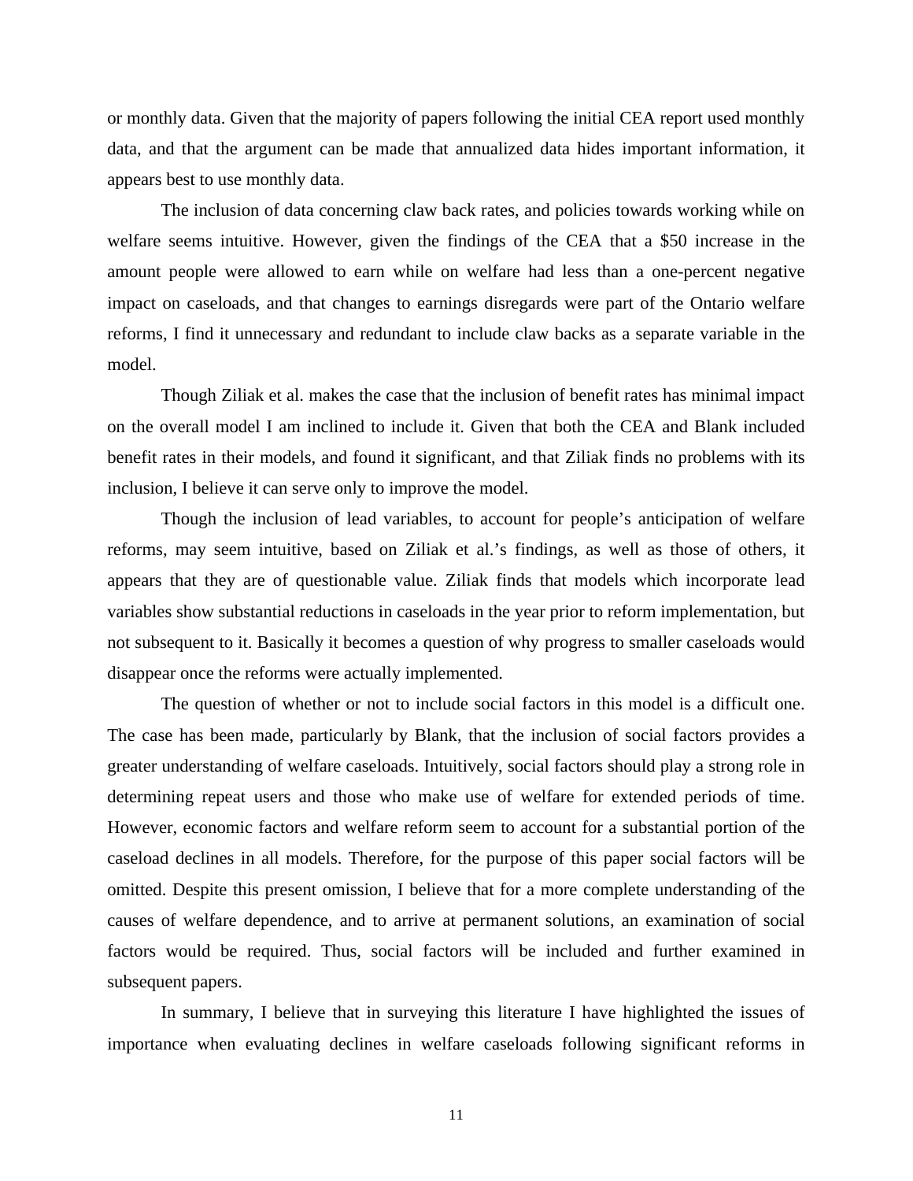or monthly data. Given that the majority of papers following the initial CEA report used monthly data, and that the argument can be made that annualized data hides important information, it appears best to use monthly data.

The inclusion of data concerning claw back rates, and policies towards working while on welfare seems intuitive. However, given the findings of the CEA that a $50 increase in the amount people were allowed to earn while on welfare had less than a one-percent negative impact on caseloads, and that changes to earnings disregards were part of the Ontario welfare reforms, I find it unnecessary and redundant to include claw backs as a separate variable in the model.

Though Ziliak et al. makes the case that the inclusion of benefit rates has minimal impact on the overall model I am inclined to include it. Given that both the CEA and Blank included benefit rates in their models, and found it significant, and that Ziliak finds no problems with its inclusion, I believe it can serve only to improve the model.

Though the inclusion of lead variables, to account for people's anticipation of welfare reforms, may seem intuitive, based on Ziliak et al.'s findings, as well as those of others, it appears that they are of questionable value. Ziliak finds that models which incorporate lead variables show substantial reductions in caseloads in the year prior to reform implementation, but not subsequent to it. Basically it becomes a question of why progress to smaller caseloads would disappear once the reforms were actually implemented.

The question of whether or not to include social factors in this model is a difficult one. The case has been made, particularly by Blank, that the inclusion of social factors provides a greater understanding of welfare caseloads. Intuitively, social factors should play a strong role in determining repeat users and those who make use of welfare for extended periods of time. However, economic factors and welfare reform seem to account for a substantial portion of the caseload declines in all models. Therefore, for the purpose of this paper social factors will be omitted. Despite this present omission, I believe that for a more complete understanding of the causes of welfare dependence, and to arrive at permanent solutions, an examination of social factors would be required. Thus, social factors will be included and further examined in subsequent papers.

In summary, I believe that in surveying this literature I have highlighted the issues of importance when evaluating declines in welfare caseloads following significant reforms in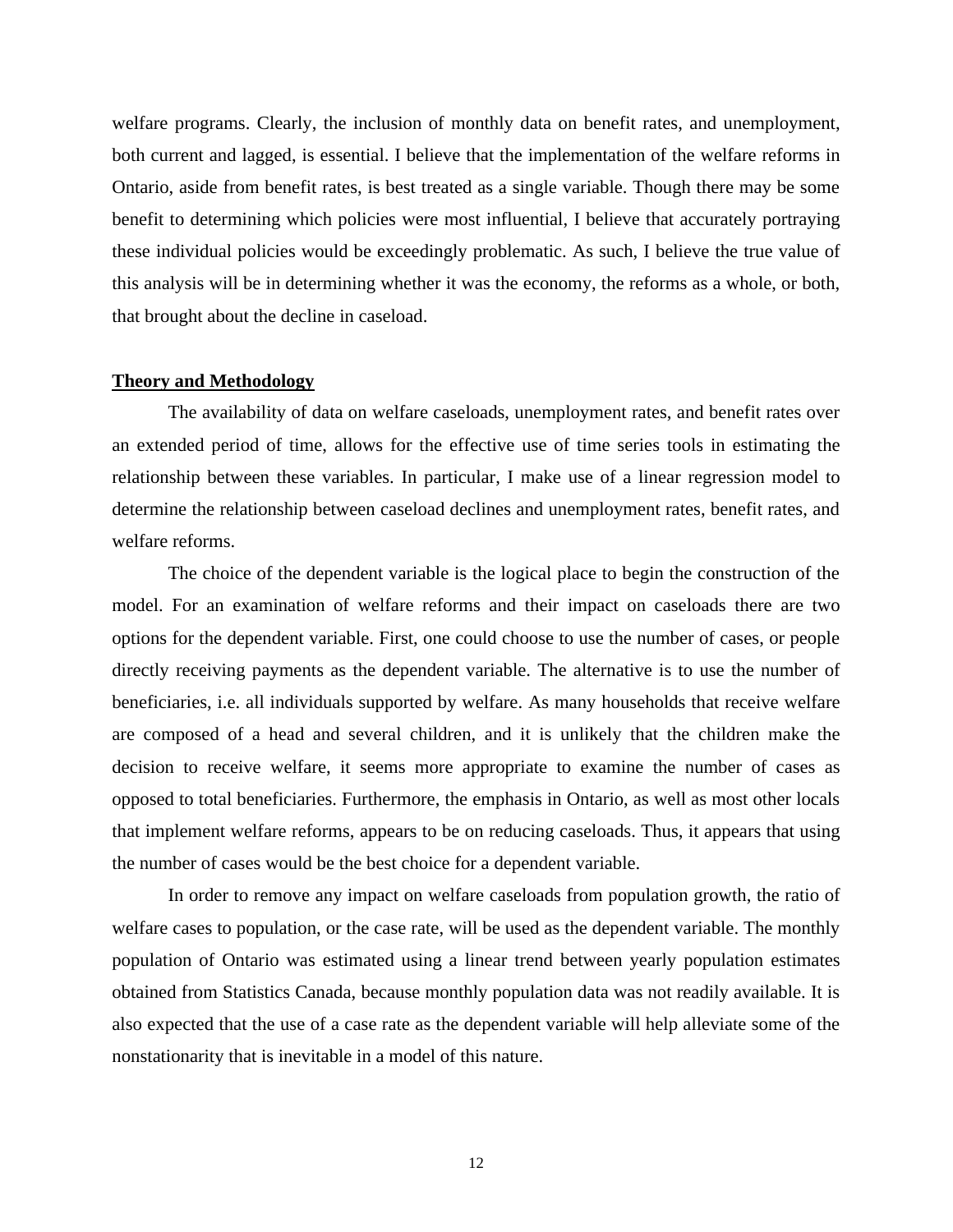welfare programs. Clearly, the inclusion of monthly data on benefit rates, and unemployment, both current and lagged, is essential. I believe that the implementation of the welfare reforms in Ontario, aside from benefit rates, is best treated as a single variable. Though there may be some benefit to determining which policies were most influential, I believe that accurately portraying these individual policies would be exceedingly problematic. As such, I believe the true value of this analysis will be in determining whether it was the economy, the reforms as a whole, or both, that brought about the decline in caseload.

## Theory and Methodology

The availability of data on welfare caseloads, unemployment rates, and benefit rates over an extended period of time, allows for the effective use of time series tools in estimating the relationship between these variables. In particular, I make use of a linear regression model to determine the relationship between caseload declines and unemployment rates, benefit rates, and welfare reforms.

The choice of the dependent variable is the logical place to begin the construction of the model. For an examination of welfare reforms and their impact on caseloads there are two options for the dependent variable. First, one could choose to use the number of cases, or people directly receiving payments as the dependent variable. The alternative is to use the number of beneficiaries, i.e. all individuals supported by welfare. As many households that receive welfare are composed of a head and several children, and it is unlikely that the children make the decision to receive welfare, it seems more appropriate to examine the number of cases as opposed to total beneficiaries. Furthermore, the emphasis in Ontario, as well as most other locals that implement welfare reforms, appears to be on reducing caseloads. Thus, it appears that using the number of cases would be the best choice for a dependent variable.

In order to remove any impact on welfare caseloads from population growth, the ratio of welfare cases to population, or the case rate, will be used as the dependent variable. The monthly population of Ontario was estimated using a linear trend between yearly population estimates obtained from Statistics Canada, because monthly population data was not readily available. It is also expected that the use of a case rate as the dependent variable will help alleviate some of the nonstationarity that is inevitable in a model of this nature.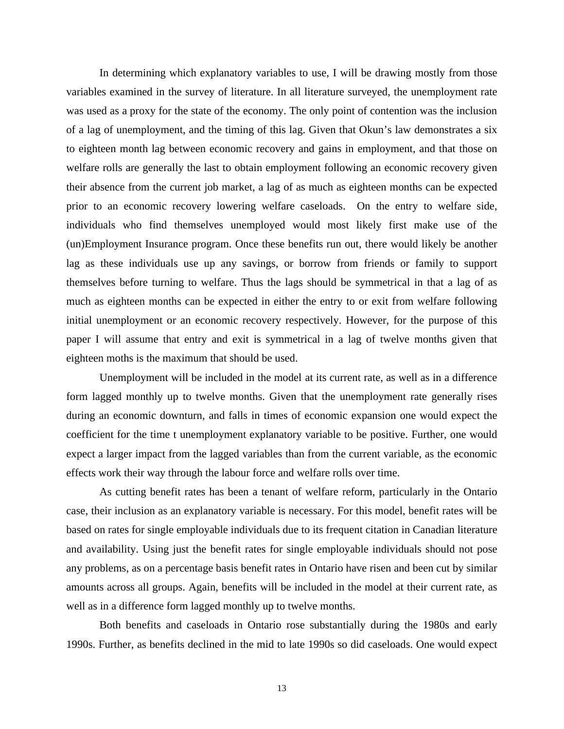In determining which explanatory variables to use, I will be drawing mostly from those variables examined in the survey of literature. In all literature surveyed, the unemployment rate was used as a proxy for the state of the economy. The only point of contention was the inclusion of a lag of unemployment, and the timing of this lag. Given that Okun's law demonstrates a six to eighteen month lag between economic recovery and gains in employment, and that those on welfare rolls are generally the last to obtain employment following an economic recovery given their absence from the current job market, a lag of as much as eighteen months can be expected prior to an economic recovery lowering welfare caseloads. On the entry to welfare side, individuals who find themselves unemployed would most likely first make use of the (un)Employment Insurance program. Once these benefits run out, there would likely be another lag as these individuals use up any savings, or borrow from friends or family to support themselves before turning to welfare. Thus the lags should be symmetrical in that a lag of as much as eighteen months can be expected in either the entry to or exit from welfare following initial unemployment or an economic recovery respectively. However, for the purpose of this paper I will assume that entry and exit is symmetrical in a lag of twelve months given that eighteen moths is the maximum that should be used.

Unemployment will be included in the model at its current rate, as well as in a difference form lagged monthly up to twelve months. Given that the unemployment rate generally rises during an economic downturn, and falls in times of economic expansion one would expect the coefficient for the time t unemployment explanatory variable to be positive. Further, one would expect a larger impact from the lagged variables than from the current variable, as the economic effects work their way through the labour force and welfare rolls over time.

As cutting benefit rates has been a tenant of welfare reform, particularly in the Ontario case, their inclusion as an explanatory variable is necessary. For this model, benefit rates will be based on rates for single employable individuals due to its frequent citation in Canadian literature and availability. Using just the benefit rates for single employable individuals should not pose any problems, as on a percentage basis benefit rates in Ontario have risen and been cut by similar amounts across all groups. Again, benefits will be included in the model at their current rate, as well as in a difference form lagged monthly up to twelve months.

Both benefits and caseloads in Ontario rose substantially during the 1980s and early 1990s. Further, as benefits declined in the mid to late 1990s so did caseloads. One would expect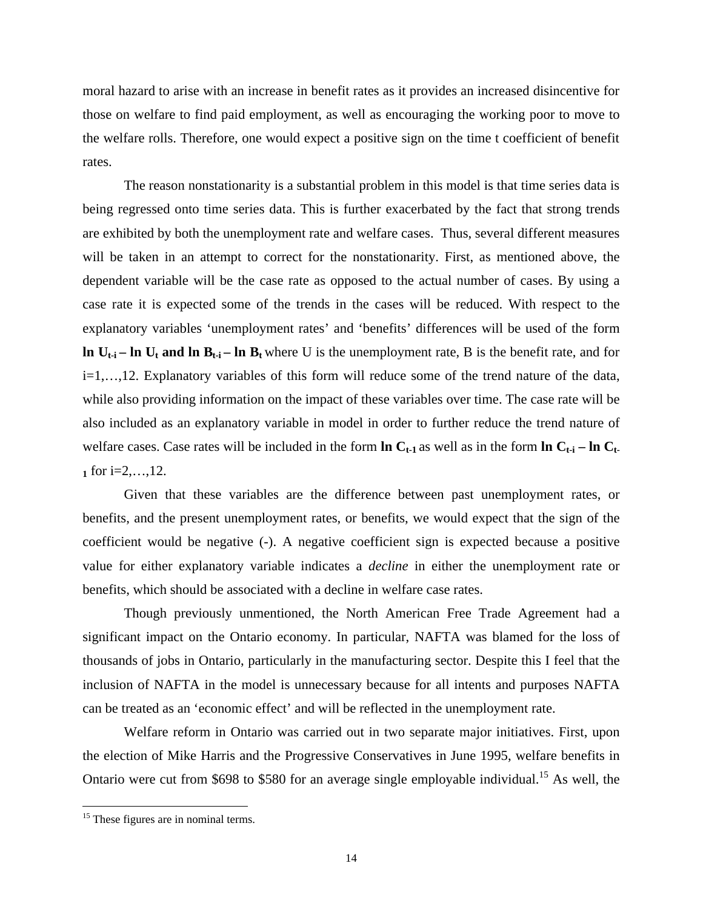moral hazard to arise with an increase in benefit rates as it provides an increased disincentive for those on welfare to find paid employment, as well as encouraging the working poor to move to the welfare rolls. Therefore, one would expect a positive sign on the time t coefficient of benefit rates.

The reason nonstationarity is a substantial problem in this model is that time series data is being regressed onto time series data. This is further exacerbated by the fact that strong trends are exhibited by both the unemployment rate and welfare cases. Thus, several different measures will be taken in an attempt to correct for the nonstationarity. First, as mentioned above, the dependent variable will be the case rate as opposed to the actual number of cases. By using a case rate it is expected some of the trends in the cases will be reduced. With respect to the explanatory variables 'unemployment rates' and 'benefits' differences will be used of the form $\mathbf{\ln U_{t-i} - \ln U_t}$ **and** $\mathbf{\ln B_{t-i} - \ln B_t}$ where U is the unemployment rate, B is the benefit rate, and for i=1,…,12. Explanatory variables of this form will reduce some of the trend nature of the data, while also providing information on the impact of these variables over time. The case rate will be also included as an explanatory variable in model in order to further reduce the trend nature of welfare cases. Case rates will be included in the form $\mathbf{\ln C_{t-1}}$ as well as in the form $\mathbf{\ln C_{t-i} - \ln C_{t-1}}$ for i=2,…,12.

Given that these variables are the difference between past unemployment rates, or benefits, and the present unemployment rates, or benefits, we would expect that the sign of the coefficient would be negative (-). A negative coefficient sign is expected because a positive value for either explanatory variable indicates a *decline* in either the unemployment rate or benefits, which should be associated with a decline in welfare case rates.

Though previously unmentioned, the North American Free Trade Agreement had a significant impact on the Ontario economy. In particular, NAFTA was blamed for the loss of thousands of jobs in Ontario, particularly in the manufacturing sector. Despite this I feel that the inclusion of NAFTA in the model is unnecessary because for all intents and purposes NAFTA can be treated as an 'economic effect' and will be reflected in the unemployment rate.

Welfare reform in Ontario was carried out in two separate major initiatives. First, upon the election of Mike Harris and the Progressive Conservatives in June 1995, welfare benefits in Ontario were cut from $698 to $580 for an average single employable individual.[15] As well, the

[15] These figures are in nominal terms.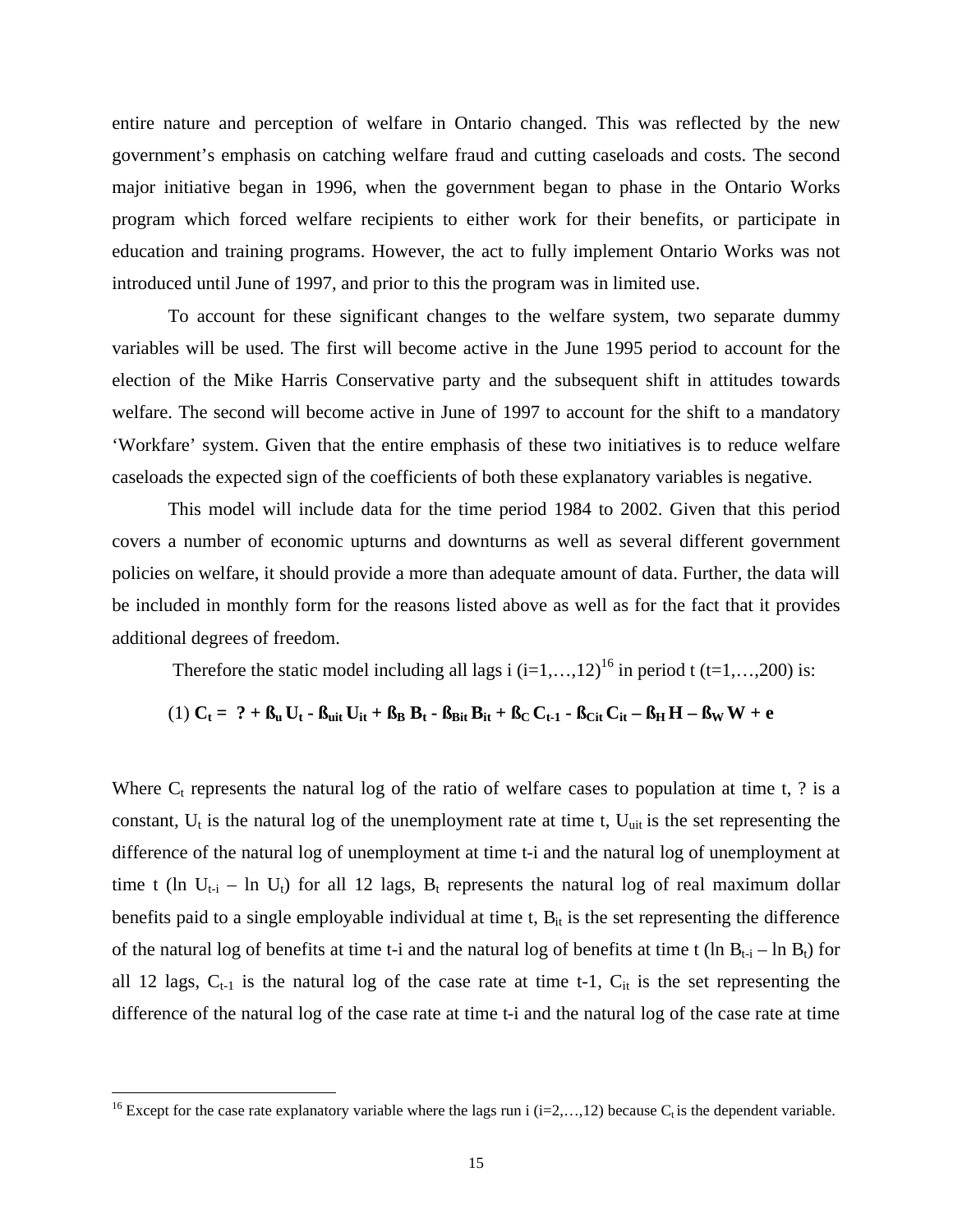entire nature and perception of welfare in Ontario changed. This was reflected by the new government's emphasis on catching welfare fraud and cutting caseloads and costs. The second major initiative began in 1996, when the government began to phase in the Ontario Works program which forced welfare recipients to either work for their benefits, or participate in education and training programs. However, the act to fully implement Ontario Works was not introduced until June of 1997, and prior to this the program was in limited use.

To account for these significant changes to the welfare system, two separate dummy variables will be used. The first will become active in the June 1995 period to account for the election of the Mike Harris Conservative party and the subsequent shift in attitudes towards welfare. The second will become active in June of 1997 to account for the shift to a mandatory 'Workfare' system. Given that the entire emphasis of these two initiatives is to reduce welfare caseloads the expected sign of the coefficients of both these explanatory variables is negative.

This model will include data for the time period 1984 to 2002. Given that this period covers a number of economic upturns and downturns as well as several different government policies on welfare, it should provide a more than adequate amount of data. Further, the data will be included in monthly form for the reasons listed above as well as for the fact that it provides additional degrees of freedom.

Therefore the static model including all lags i (i=1,…,12)[16] in period t (t=1,…,200) is:

$$\text{(1) } \mathbf{C_t = \ ? + ß_u U_t - ß_{uit} U_{it} + ß_B B_t - ß_{Bit} B_{it} + ß_C C_{t-1} - ß_{Cit} C_{it} - ß_H H - ß_W W + e}$$

Where $C_t$ represents the natural log of the ratio of welfare cases to population at time t, ? is a constant, $U_t$ is the natural log of the unemployment rate at time t, $U_{uit}$ is the set representing the difference of the natural log of unemployment at time t-i and the natural log of unemployment at time t ($\ln U_{t-i} - \ln U_t$) for all 12 lags, $B_t$ represents the natural log of real maximum dollar benefits paid to a single employable individual at time t, $B_{it}$ is the set representing the difference of the natural log of benefits at time t-i and the natural log of benefits at time t ($\ln B_{t-i} - \ln B_t$) for all 12 lags, $C_{t-1}$ is the natural log of the case rate at time t-1, $C_{it}$ is the set representing the difference of the natural log of the case rate at time t-i and the natural log of the case rate at time

[16] Except for the case rate explanatory variable where the lags run i (i=2,…,12) because $C_t$ is the dependent variable.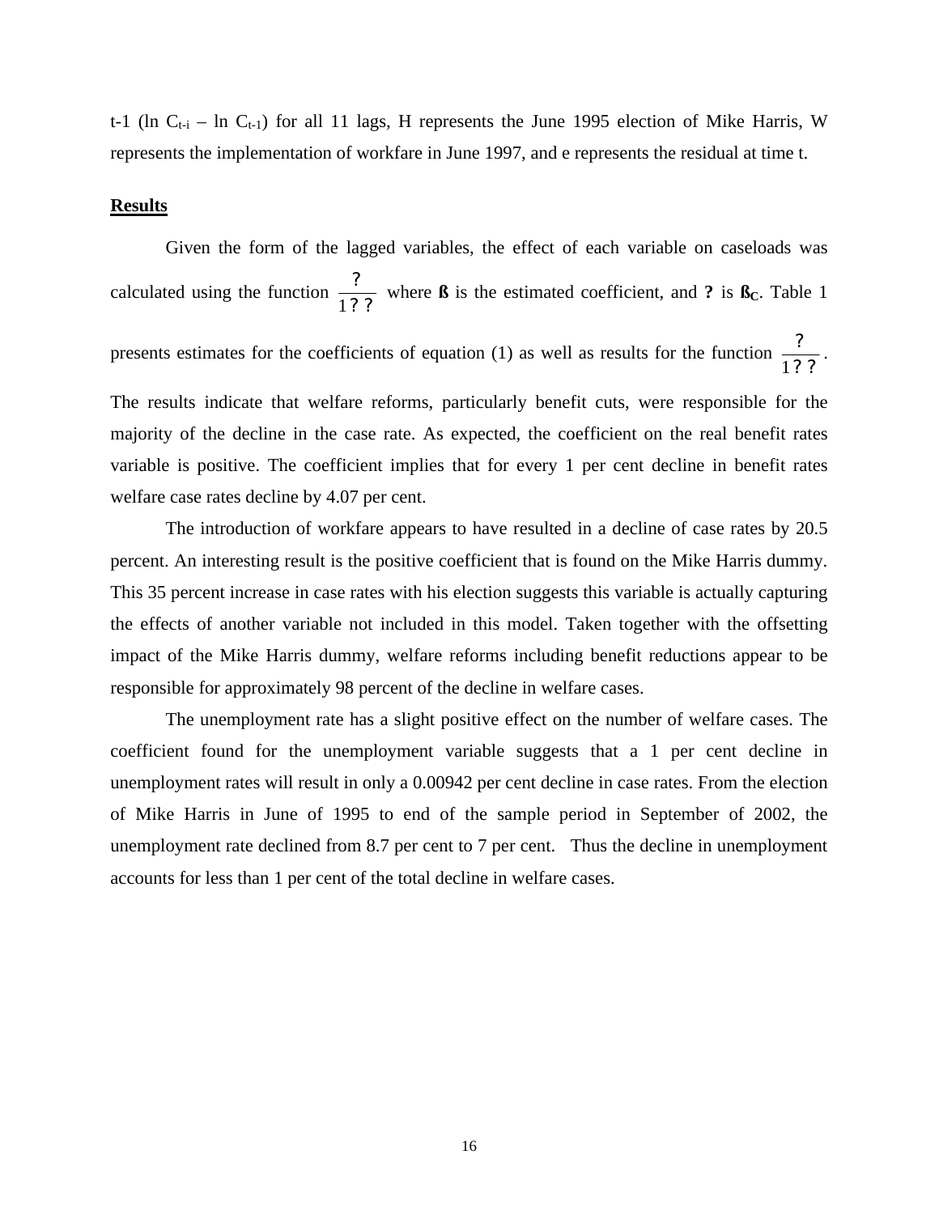t-1 ($\ln C_{t-i} - \ln C_{t-1}$) for all 11 lags, H represents the June 1995 election of Mike Harris, W represents the implementation of workfare in June 1997, and e represents the residual at time t.

**Results**

Given the form of the lagged variables, the effect of each variable on caseloads was calculated using the function $\frac{?}{1??}$ where **ß** is the estimated coefficient, and **?** is **ß**$_C$. Table 1 presents estimates for the coefficients of equation (1) as well as results for the function $\frac{?}{1??}$. The results indicate that welfare reforms, particularly benefit cuts, were responsible for the majority of the decline in the case rate. As expected, the coefficient on the real benefit rates variable is positive. The coefficient implies that for every 1 per cent decline in benefit rates welfare case rates decline by 4.07 per cent.

The introduction of workfare appears to have resulted in a decline of case rates by 20.5 percent. An interesting result is the positive coefficient that is found on the Mike Harris dummy. This 35 percent increase in case rates with his election suggests this variable is actually capturing the effects of another variable not included in this model. Taken together with the offsetting impact of the Mike Harris dummy, welfare reforms including benefit reductions appear to be responsible for approximately 98 percent of the decline in welfare cases.

The unemployment rate has a slight positive effect on the number of welfare cases. The coefficient found for the unemployment variable suggests that a 1 per cent decline in unemployment rates will result in only a 0.00942 per cent decline in case rates. From the election of Mike Harris in June of 1995 to end of the sample period in September of 2002, the unemployment rate declined from 8.7 per cent to 7 per cent. Thus the decline in unemployment accounts for less than 1 per cent of the total decline in welfare cases.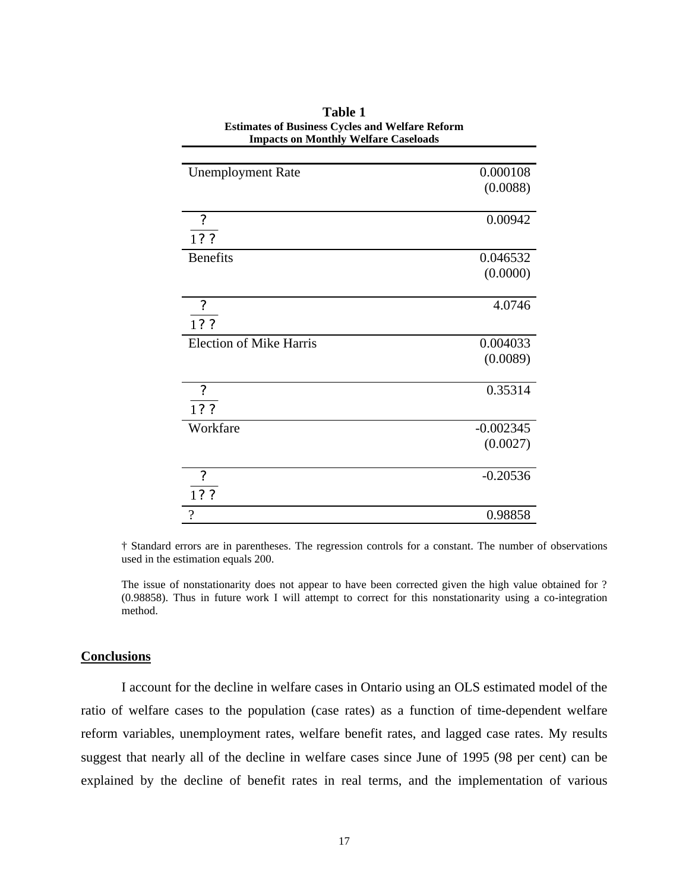**Table 1**
**Estimates of Business Cycles and Welfare Reform Impacts on Monthly Welfare Caseloads**

| | |
|---|---|
| Unemployment Rate | 0.000108<br>(0.0088) |
| $\frac{?}{1??}$ | 0.00942 |
| Benefits | 0.046532<br>(0.0000) |
| $\frac{?}{1??}$ | 4.0746 |
| Election of Mike Harris | 0.004033<br>(0.0089) |
| $\frac{?}{1??}$ | 0.35314 |
| Workfare | -0.002345<br>(0.0027) |
| $\frac{?}{1??}$ | -0.20536 |
| ? | 0.98858 |

† Standard errors are in parentheses. The regression controls for a constant. The number of observations used in the estimation equals 200.

The issue of nonstationarity does not appear to have been corrected given the high value obtained for ? (0.98858). Thus in future work I will attempt to correct for this nonstationarity using a co-integration method.

## Conclusions

I account for the decline in welfare cases in Ontario using an OLS estimated model of the ratio of welfare cases to the population (case rates) as a function of time-dependent welfare reform variables, unemployment rates, welfare benefit rates, and lagged case rates. My results suggest that nearly all of the decline in welfare cases since June of 1995 (98 per cent) can be explained by the decline of benefit rates in real terms, and the implementation of various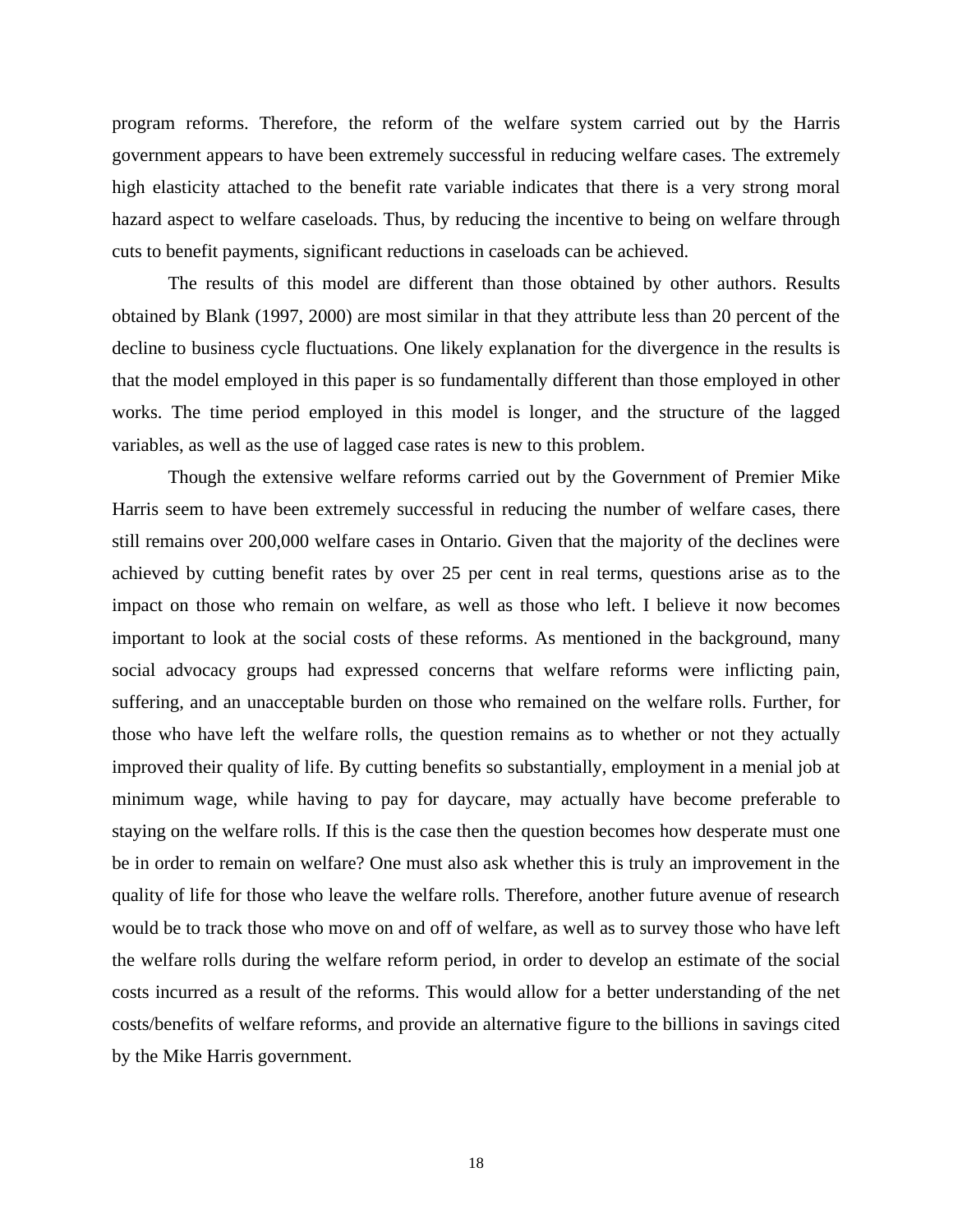program reforms. Therefore, the reform of the welfare system carried out by the Harris government appears to have been extremely successful in reducing welfare cases. The extremely high elasticity attached to the benefit rate variable indicates that there is a very strong moral hazard aspect to welfare caseloads. Thus, by reducing the incentive to being on welfare through cuts to benefit payments, significant reductions in caseloads can be achieved.

The results of this model are different than those obtained by other authors. Results obtained by Blank (1997, 2000) are most similar in that they attribute less than 20 percent of the decline to business cycle fluctuations. One likely explanation for the divergence in the results is that the model employed in this paper is so fundamentally different than those employed in other works. The time period employed in this model is longer, and the structure of the lagged variables, as well as the use of lagged case rates is new to this problem.

Though the extensive welfare reforms carried out by the Government of Premier Mike Harris seem to have been extremely successful in reducing the number of welfare cases, there still remains over 200,000 welfare cases in Ontario. Given that the majority of the declines were achieved by cutting benefit rates by over 25 per cent in real terms, questions arise as to the impact on those who remain on welfare, as well as those who left. I believe it now becomes important to look at the social costs of these reforms. As mentioned in the background, many social advocacy groups had expressed concerns that welfare reforms were inflicting pain, suffering, and an unacceptable burden on those who remained on the welfare rolls. Further, for those who have left the welfare rolls, the question remains as to whether or not they actually improved their quality of life. By cutting benefits so substantially, employment in a menial job at minimum wage, while having to pay for daycare, may actually have become preferable to staying on the welfare rolls. If this is the case then the question becomes how desperate must one be in order to remain on welfare? One must also ask whether this is truly an improvement in the quality of life for those who leave the welfare rolls. Therefore, another future avenue of research would be to track those who move on and off of welfare, as well as to survey those who have left the welfare rolls during the welfare reform period, in order to develop an estimate of the social costs incurred as a result of the reforms. This would allow for a better understanding of the net costs/benefits of welfare reforms, and provide an alternative figure to the billions in savings cited by the Mike Harris government.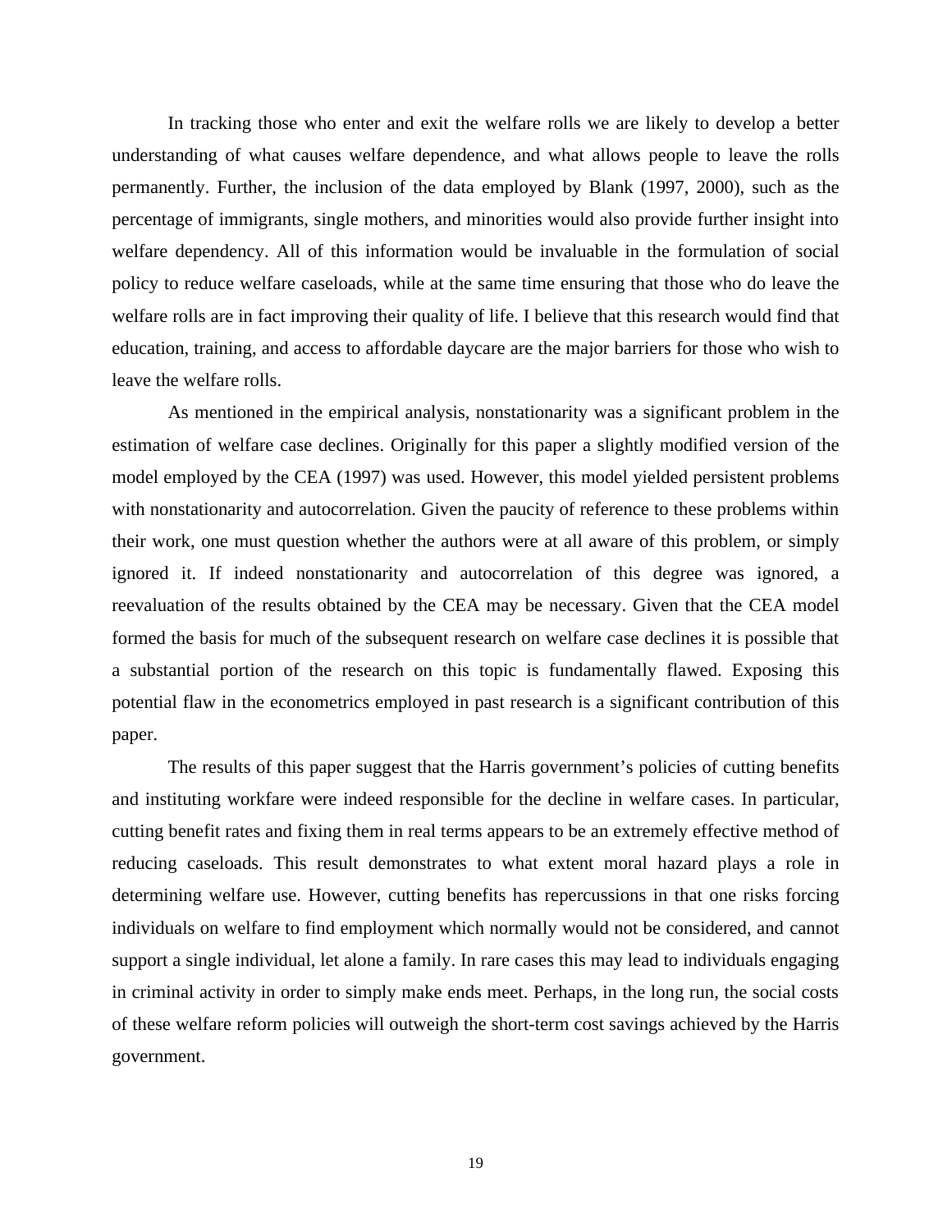In tracking those who enter and exit the welfare rolls we are likely to develop a better understanding of what causes welfare dependence, and what allows people to leave the rolls permanently. Further, the inclusion of the data employed by Blank (1997, 2000), such as the percentage of immigrants, single mothers, and minorities would also provide further insight into welfare dependency. All of this information would be invaluable in the formulation of social policy to reduce welfare caseloads, while at the same time ensuring that those who do leave the welfare rolls are in fact improving their quality of life. I believe that this research would find that education, training, and access to affordable daycare are the major barriers for those who wish to leave the welfare rolls.

As mentioned in the empirical analysis, nonstationarity was a significant problem in the estimation of welfare case declines. Originally for this paper a slightly modified version of the model employed by the CEA (1997) was used. However, this model yielded persistent problems with nonstationarity and autocorrelation. Given the paucity of reference to these problems within their work, one must question whether the authors were at all aware of this problem, or simply ignored it. If indeed nonstationarity and autocorrelation of this degree was ignored, a reevaluation of the results obtained by the CEA may be necessary. Given that the CEA model formed the basis for much of the subsequent research on welfare case declines it is possible that a substantial portion of the research on this topic is fundamentally flawed. Exposing this potential flaw in the econometrics employed in past research is a significant contribution of this paper.

The results of this paper suggest that the Harris government's policies of cutting benefits and instituting workfare were indeed responsible for the decline in welfare cases. In particular, cutting benefit rates and fixing them in real terms appears to be an extremely effective method of reducing caseloads. This result demonstrates to what extent moral hazard plays a role in determining welfare use. However, cutting benefits has repercussions in that one risks forcing individuals on welfare to find employment which normally would not be considered, and cannot support a single individual, let alone a family. In rare cases this may lead to individuals engaging in criminal activity in order to simply make ends meet. Perhaps, in the long run, the social costs of these welfare reform policies will outweigh the short-term cost savings achieved by the Harris government.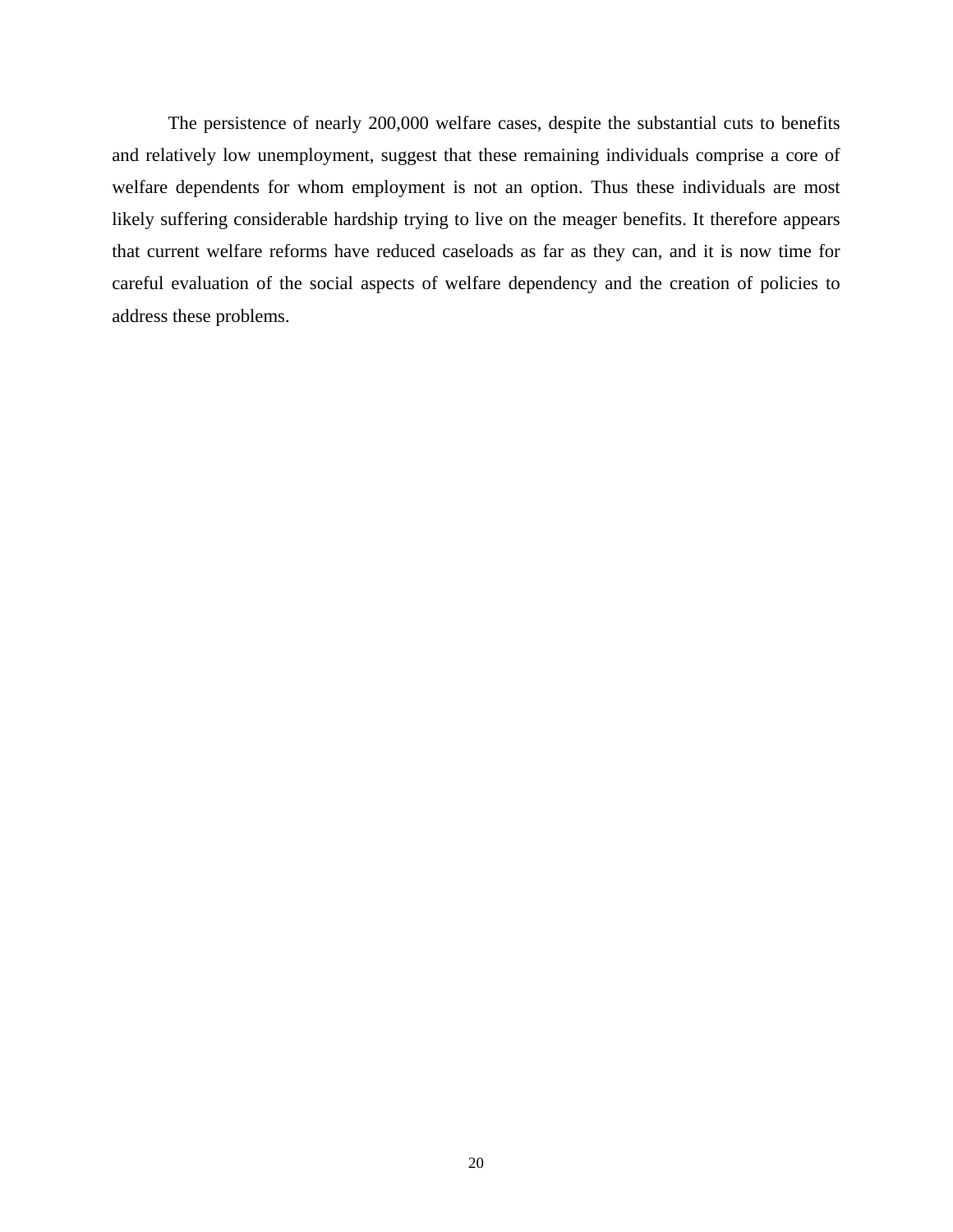The persistence of nearly 200,000 welfare cases, despite the substantial cuts to benefits and relatively low unemployment, suggest that these remaining individuals comprise a core of welfare dependents for whom employment is not an option. Thus these individuals are most likely suffering considerable hardship trying to live on the meager benefits. It therefore appears that current welfare reforms have reduced caseloads as far as they can, and it is now time for careful evaluation of the social aspects of welfare dependency and the creation of policies to address these problems.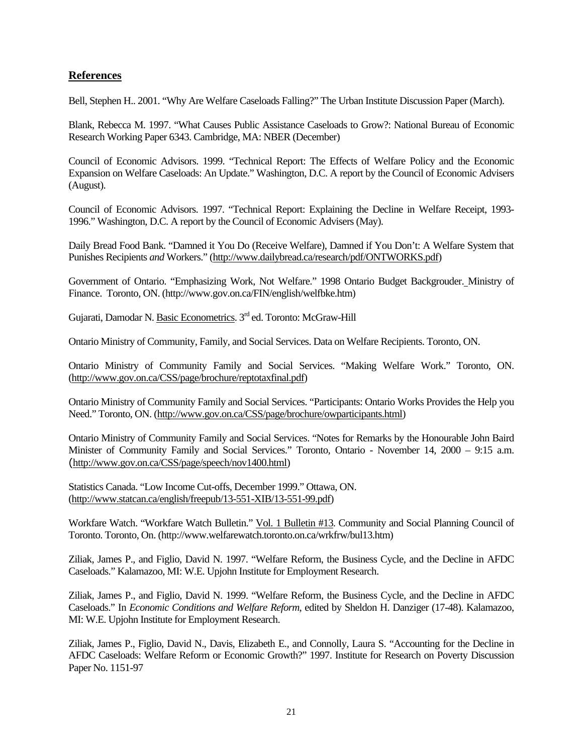## References

Bell, Stephen H.. 2001. "Why Are Welfare Caseloads Falling?" The Urban Institute Discussion Paper (March).

Blank, Rebecca M. 1997. "What Causes Public Assistance Caseloads to Grow?: National Bureau of Economic Research Working Paper 6343. Cambridge, MA: NBER (December)

Council of Economic Advisors. 1999. "Technical Report: The Effects of Welfare Policy and the Economic Expansion on Welfare Caseloads: An Update." Washington, D.C. A report by the Council of Economic Advisers (August).

Council of Economic Advisors. 1997. "Technical Report: Explaining the Decline in Welfare Receipt, 1993-1996." Washington, D.C. A report by the Council of Economic Advisers (May).

Daily Bread Food Bank. "Damned it You Do (Receive Welfare), Damned if You Don't: A Welfare System that Punishes Recipients *and* Workers." (http://www.dailybread.ca/research/pdf/ONTWORKS.pdf)

Government of Ontario. "Emphasizing Work, Not Welfare." 1998 Ontario Budget Backgrouder. Ministry of Finance. Toronto, ON. (http://www.gov.on.ca/FIN/english/welfbke.htm)

Gujarati, Damodar N. Basic Econometrics. 3rd ed. Toronto: McGraw-Hill

Ontario Ministry of Community, Family, and Social Services. Data on Welfare Recipients. Toronto, ON.

Ontario Ministry of Community Family and Social Services. "Making Welfare Work." Toronto, ON. (http://www.gov.on.ca/CSS/page/brochure/reptotaxfinal.pdf)

Ontario Ministry of Community Family and Social Services. "Participants: Ontario Works Provides the Help you Need." Toronto, ON. (http://www.gov.on.ca/CSS/page/brochure/owparticipants.html)

Ontario Ministry of Community Family and Social Services. "Notes for Remarks by the Honourable John Baird Minister of Community Family and Social Services." Toronto, Ontario - November 14, 2000 – 9:15 a.m. (http://www.gov.on.ca/CSS/page/speech/nov1400.html)

Statistics Canada. "Low Income Cut-offs, December 1999." Ottawa, ON. (http://www.statcan.ca/english/freepub/13-551-XIB/13-551-99.pdf)

Workfare Watch. "Workfare Watch Bulletin." Vol. 1 Bulletin #13. Community and Social Planning Council of Toronto. Toronto, On. (http://www.welfarewatch.toronto.on.ca/wrkfrw/bul13.htm)

Ziliak, James P., and Figlio, David N. 1997. "Welfare Reform, the Business Cycle, and the Decline in AFDC Caseloads." Kalamazoo, MI: W.E. Upjohn Institute for Employment Research.

Ziliak, James P., and Figlio, David N. 1999. "Welfare Reform, the Business Cycle, and the Decline in AFDC Caseloads." In *Economic Conditions and Welfare Reform*, edited by Sheldon H. Danziger (17-48). Kalamazoo, MI: W.E. Upjohn Institute for Employment Research.

Ziliak, James P., Figlio, David N., Davis, Elizabeth E., and Connolly, Laura S. "Accounting for the Decline in AFDC Caseloads: Welfare Reform or Economic Growth?" 1997. Institute for Research on Poverty Discussion Paper No. 1151-97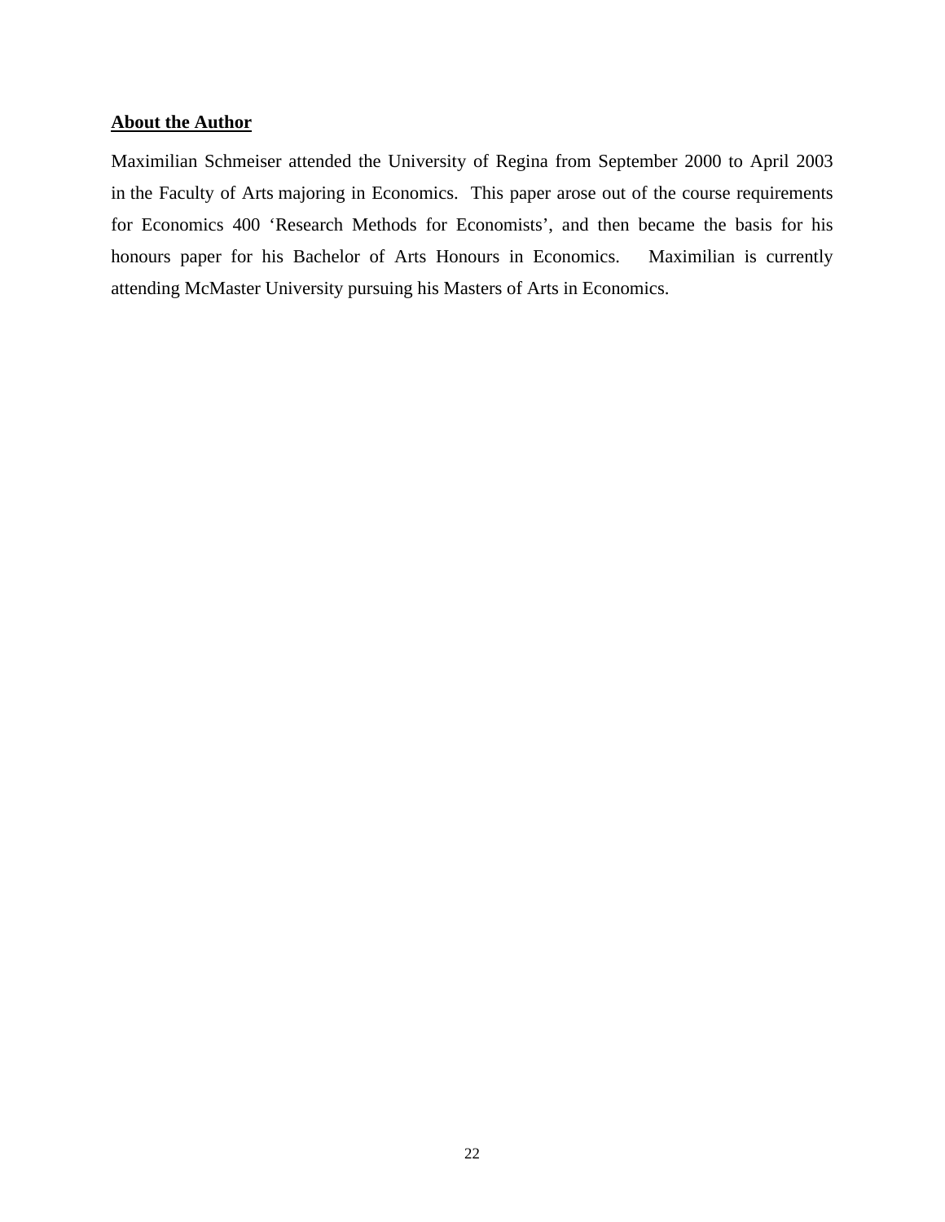**About the Author**

Maximilian Schmeiser attended the University of Regina from September 2000 to April 2003 in the Faculty of Arts majoring in Economics. This paper arose out of the course requirements for Economics 400 'Research Methods for Economists', and then became the basis for his honours paper for his Bachelor of Arts Honours in Economics. Maximilian is currently attending McMaster University pursuing his Masters of Arts in Economics.